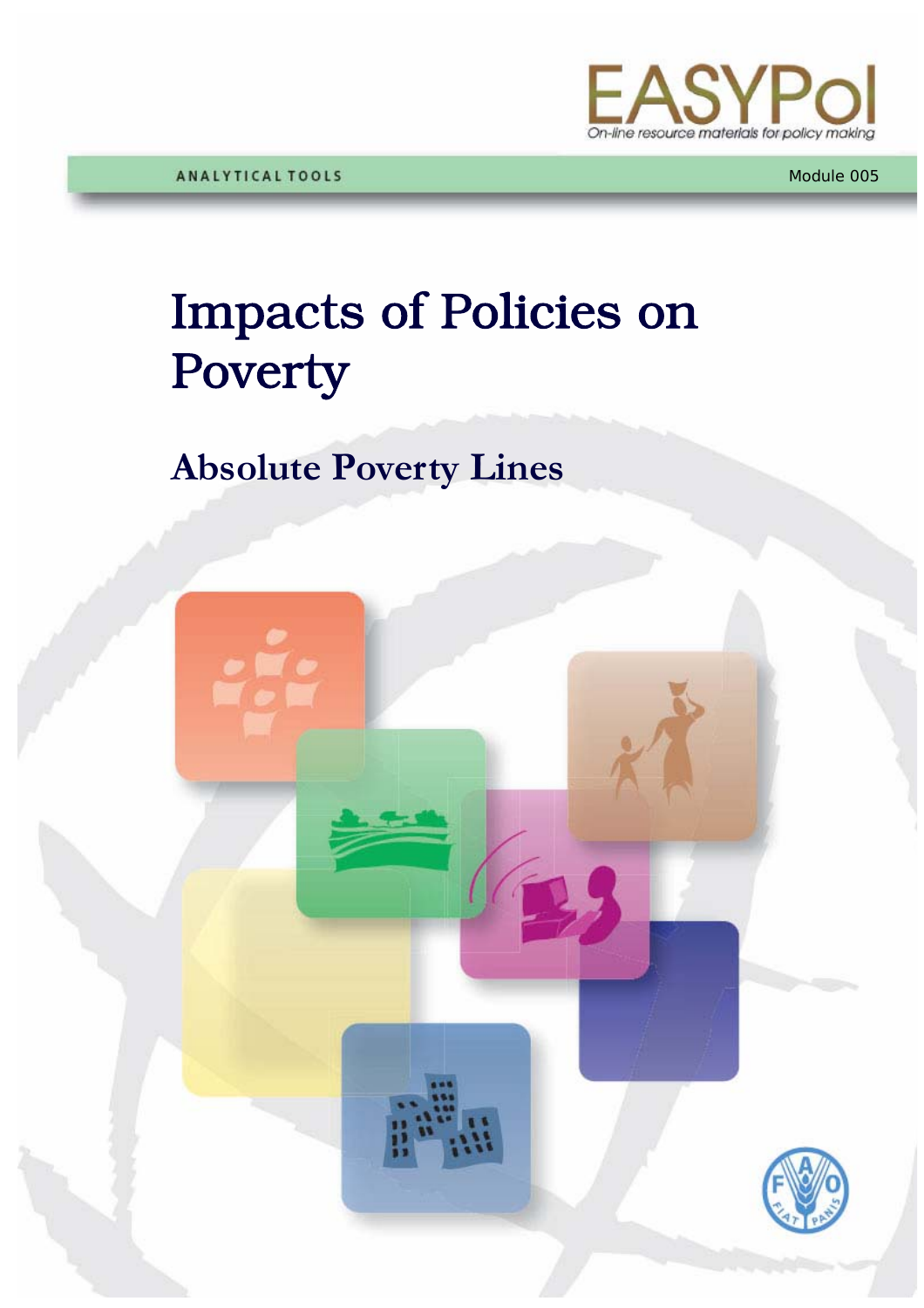EASYPol

On-line resource materials for policy making

ANALYTICAL TOOLS

Module 005

# Impacts of Policies on Poverty

## Absolute Poverty Lines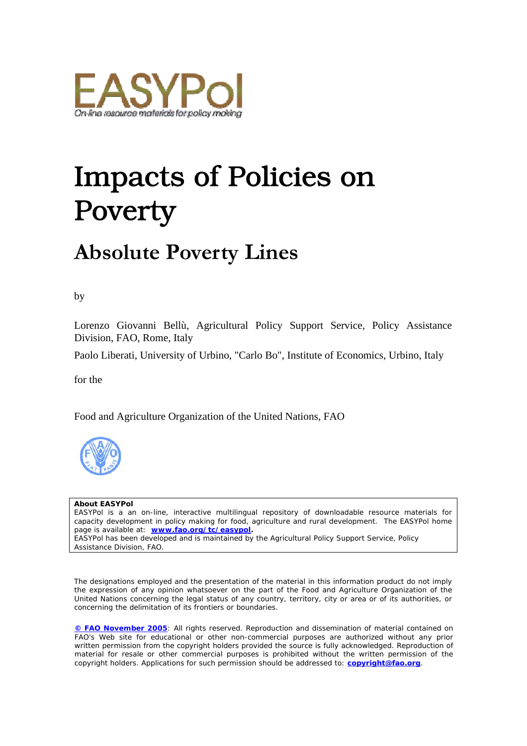# Impacts of Policies on Poverty

## Absolute Poverty Lines

by

Lorenzo Giovanni Bellù, Agricultural Policy Support Service, Policy Assistance Division, FAO, Rome, Italy

Paolo Liberati, University of Urbino, "Carlo Bo", Institute of Economics, Urbino, Italy

for the

Food and Agriculture Organization of the United Nations, FAO

**About EASYPol**
EASYPol is a an on-line, interactive multilingual repository of downloadable resource materials for capacity development in policy making for food, agriculture and rural development. The EASYPol home page is available at: **www.fao.org/tc/easypol.**
EASYPol has been developed and is maintained by the Agricultural Policy Support Service, Policy Assistance Division, FAO.

The designations employed and the presentation of the material in this information product do not imply the expression of any opinion whatsoever on the part of the Food and Agriculture Organization of the United Nations concerning the legal status of any country, territory, city or area or of its authorities, or concerning the delimitation of its frontiers or boundaries.

**© FAO November 2005**: All rights reserved. Reproduction and dissemination of material contained on FAO's Web site for educational or other non-commercial purposes are authorized without any prior written permission from the copyright holders provided the source is fully acknowledged. Reproduction of material for resale or other commercial purposes is prohibited without the written permission of the copyright holders. Applications for such permission should be addressed to: **copyright@fao.org**.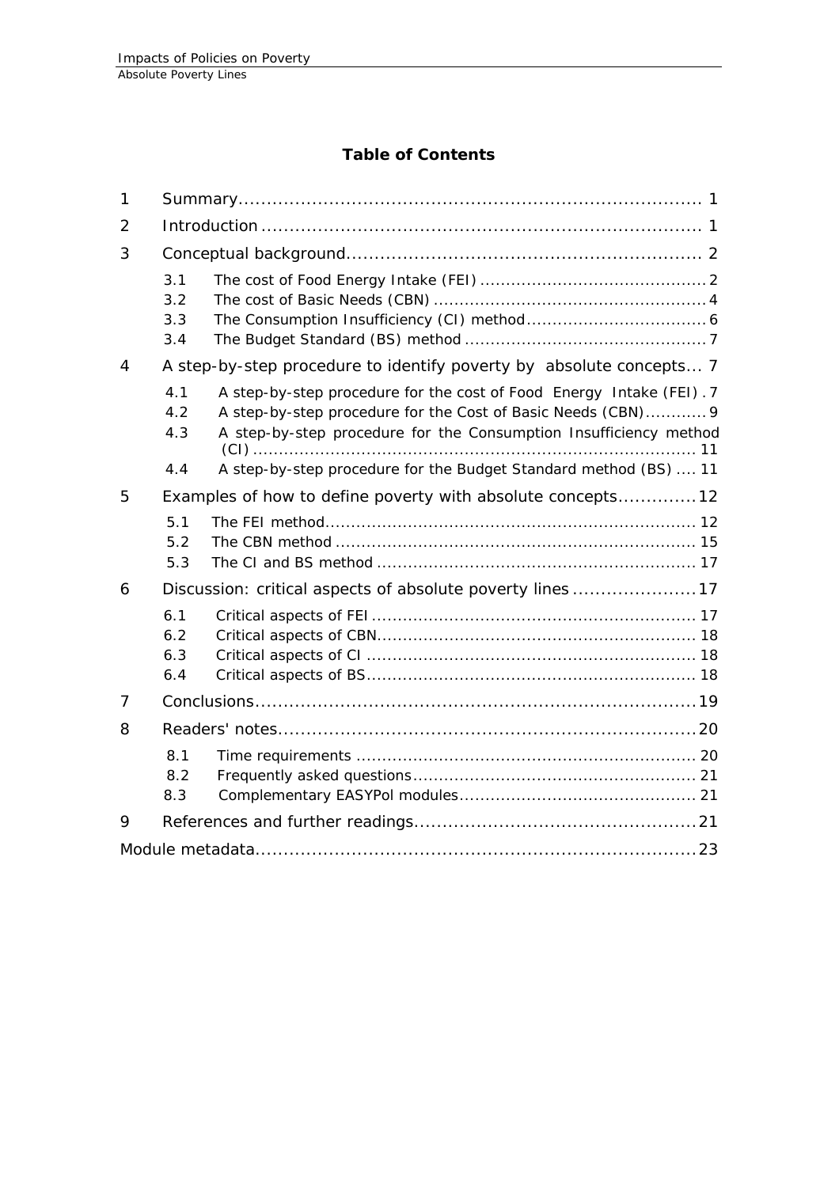## Table of Contents

1 Summary ..... 1

2 Introduction ..... 1

3 Conceptual background ..... 2

- 3.1 The cost of Food Energy Intake (FEI) ..... 2
- 3.2 The cost of Basic Needs (CBN) ..... 4
- 3.3 The Consumption Insufficiency (CI) method ..... 6
- 3.4 The Budget Standard (BS) method ..... 7

4 A step-by-step procedure to identify poverty by absolute concepts ..... 7

- 4.1 A step-by-step procedure for the cost of Food Energy Intake (FEI) . 7
- 4.2 A step-by-step procedure for the Cost of Basic Needs (CBN) ..... 9
- 4.3 A step-by-step procedure for the Consumption Insufficiency method (CI) ..... 11
- 4.4 A step-by-step procedure for the Budget Standard method (BS) .... 11

5 Examples of how to define poverty with absolute concepts ..... 12

- 5.1 The FEI method ..... 12
- 5.2 The CBN method ..... 15
- 5.3 The CI and BS method ..... 17

6 Discussion: critical aspects of absolute poverty lines ..... 17

- 6.1 Critical aspects of FEI ..... 17
- 6.2 Critical aspects of CBN ..... 18
- 6.3 Critical aspects of CI ..... 18
- 6.4 Critical aspects of BS ..... 18

7 Conclusions ..... 19

8 Readers' notes ..... 20

- 8.1 Time requirements ..... 20
- 8.2 Frequently asked questions ..... 21
- 8.3 Complementary EASYPol modules ..... 21

9 References and further readings ..... 21

Module metadata ..... 23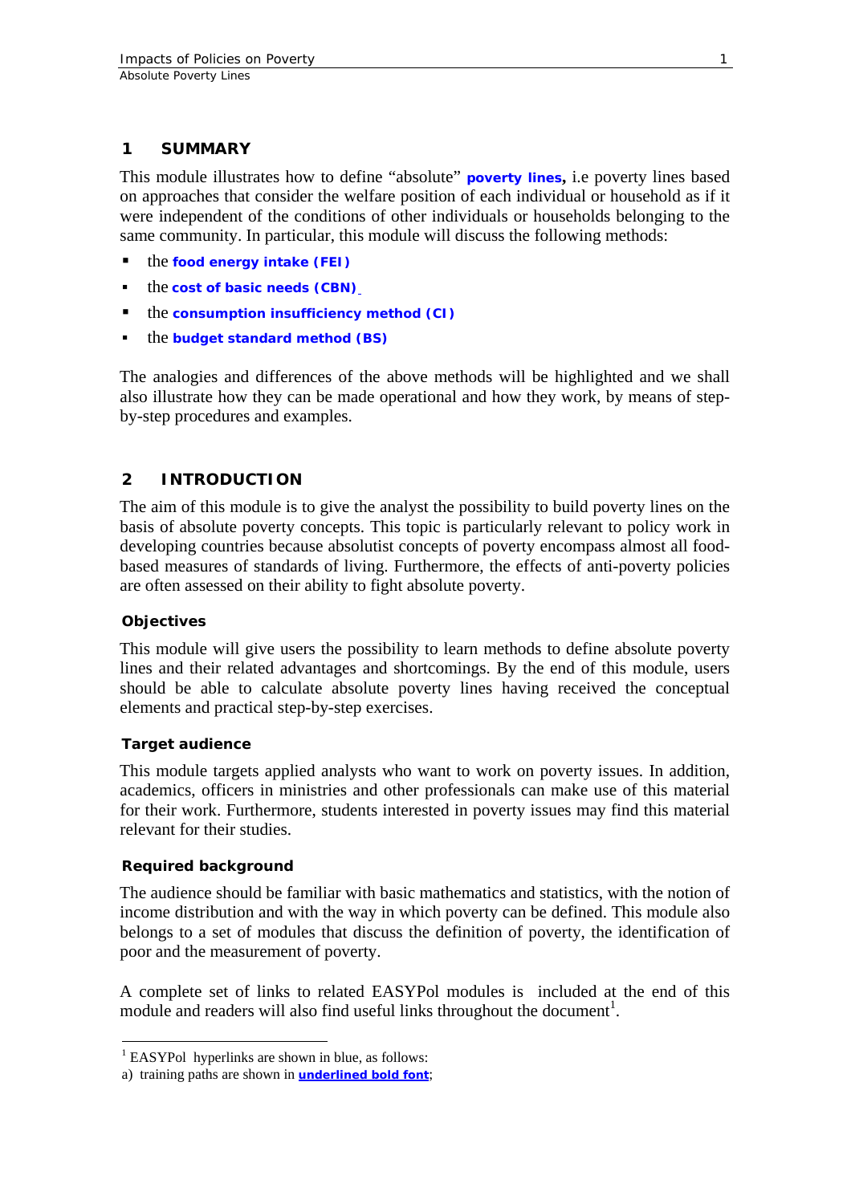## 1 SUMMARY

This module illustrates how to define "absolute" **poverty lines,** i.e poverty lines based on approaches that consider the welfare position of each individual or household as if it were independent of the conditions of other individuals or households belonging to the same community. In particular, this module will discuss the following methods:

- the **food energy intake (FEI)**
- the **cost of basic needs (CBN)**
- the **consumption insufficiency method (CI)**
- the **budget standard method (BS)**

The analogies and differences of the above methods will be highlighted and we shall also illustrate how they can be made operational and how they work, by means of step-by-step procedures and examples.

## 2 INTRODUCTION

The aim of this module is to give the analyst the possibility to build poverty lines on the basis of absolute poverty concepts. This topic is particularly relevant to policy work in developing countries because absolutist concepts of poverty encompass almost all food-based measures of standards of living. Furthermore, the effects of anti-poverty policies are often assessed on their ability to fight absolute poverty.

### Objectives

This module will give users the possibility to learn methods to define absolute poverty lines and their related advantages and shortcomings. By the end of this module, users should be able to calculate absolute poverty lines having received the conceptual elements and practical step-by-step exercises.

### Target audience

This module targets applied analysts who want to work on poverty issues. In addition, academics, officers in ministries and other professionals can make use of this material for their work. Furthermore, students interested in poverty issues may find this material relevant for their studies.

### Required background

The audience should be familiar with basic mathematics and statistics, with the notion of income distribution and with the way in which poverty can be defined. This module also belongs to a set of modules that discuss the definition of poverty, the identification of poor and the measurement of poverty.

A complete set of links to related EASYPol modules is included at the end of this module and readers will also find useful links throughout the document[1].

---

[1] EASYPol hyperlinks are shown in blue, as follows:

a) training paths are shown in **underlined bold font**;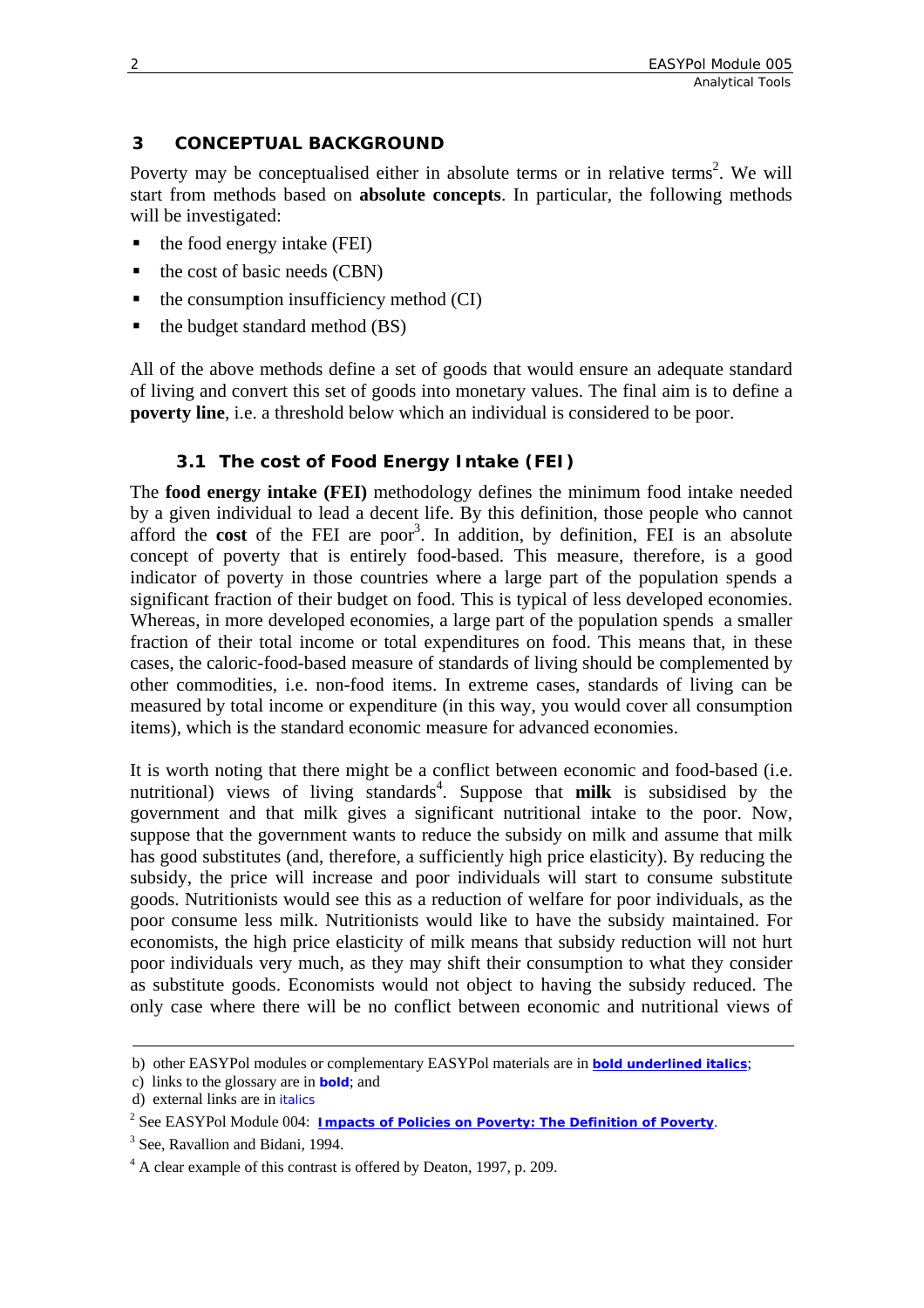## 3 CONCEPTUAL BACKGROUND

Poverty may be conceptualised either in absolute terms or in relative terms[2]. We will start from methods based on **absolute concepts**. In particular, the following methods will be investigated:

- the food energy intake (FEI)
- the cost of basic needs (CBN)
- the consumption insufficiency method (CI)
- the budget standard method (BS)

All of the above methods define a set of goods that would ensure an adequate standard of living and convert this set of goods into monetary values. The final aim is to define a **poverty line**, i.e. a threshold below which an individual is considered to be poor.

### 3.1 The cost of Food Energy Intake (FEI)

The **food energy intake (FEI)** methodology defines the minimum food intake needed by a given individual to lead a decent life. By this definition, those people who cannot afford the **cost** of the FEI are poor[3]. In addition, by definition, FEI is an absolute concept of poverty that is entirely food-based. This measure, therefore, is a good indicator of poverty in those countries where a large part of the population spends a significant fraction of their budget on food. This is typical of less developed economies. Whereas, in more developed economies, a large part of the population spends a smaller fraction of their total income or total expenditures on food. This means that, in these cases, the caloric-food-based measure of standards of living should be complemented by other commodities, i.e. non-food items. In extreme cases, standards of living can be measured by total income or expenditure (in this way, you would cover all consumption items), which is the standard economic measure for advanced economies.

It is worth noting that there might be a conflict between economic and food-based (i.e. nutritional) views of living standards[4]. Suppose that **milk** is subsidised by the government and that milk gives a significant nutritional intake to the poor. Now, suppose that the government wants to reduce the subsidy on milk and assume that milk has good substitutes (and, therefore, a sufficiently high price elasticity). By reducing the subsidy, the price will increase and poor individuals will start to consume substitute goods. Nutritionists would see this as a reduction of welfare for poor individuals, as the poor consume less milk. Nutritionists would like to have the subsidy maintained. For economists, the high price elasticity of milk means that subsidy reduction will not hurt poor individuals very much, as they may shift their consumption to what they consider as substitute goods. Economists would not object to having the subsidy reduced. The only case where there will be no conflict between economic and nutritional views of

---

b) other EASYPol modules or complementary EASYPol materials are in ***bold underlined italics***;

c) links to the glossary are in **bold**; and

d) external links are in *italics*

[2] See EASYPol Module 004: ***Impacts of Policies on Poverty: The Definition of Poverty***.

[3] See, Ravallion and Bidani, 1994.

[4] A clear example of this contrast is offered by Deaton, 1997, p. 209.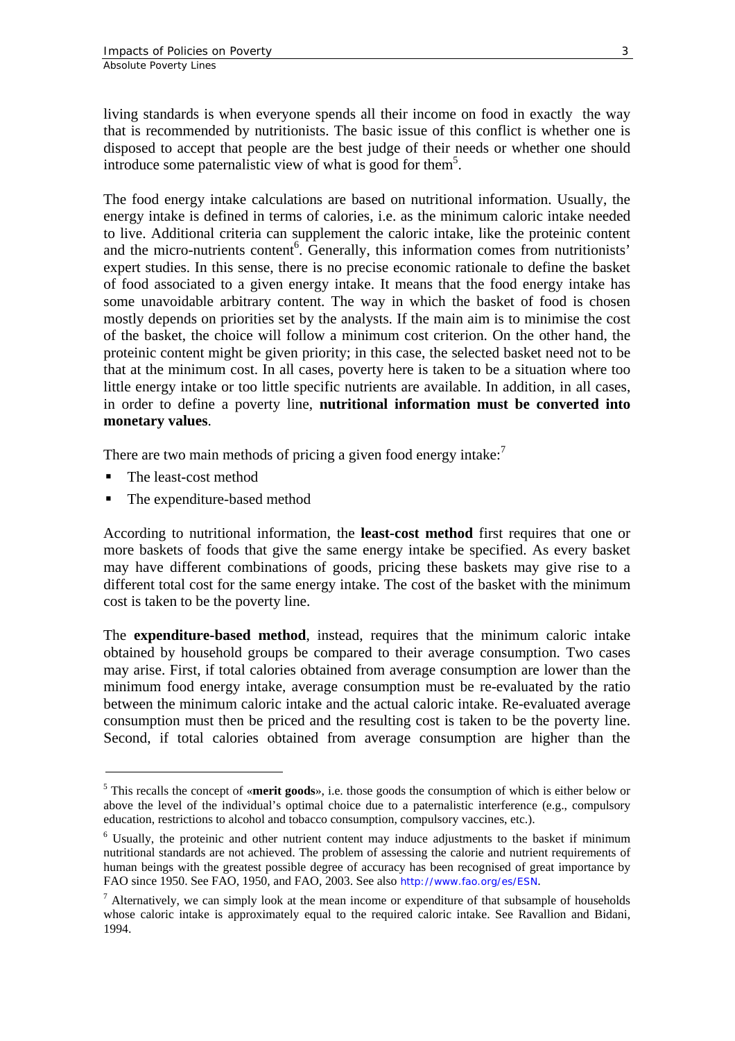living standards is when everyone spends all their income on food in exactly the way that is recommended by nutritionists. The basic issue of this conflict is whether one is disposed to accept that people are the best judge of their needs or whether one should introduce some paternalistic view of what is good for them[5].

The food energy intake calculations are based on nutritional information. Usually, the energy intake is defined in terms of calories, i.e. as the minimum caloric intake needed to live. Additional criteria can supplement the caloric intake, like the proteinic content and the micro-nutrients content[6]. Generally, this information comes from nutritionists' expert studies. In this sense, there is no precise economic rationale to define the basket of food associated to a given energy intake. It means that the food energy intake has some unavoidable arbitrary content. The way in which the basket of food is chosen mostly depends on priorities set by the analysts. If the main aim is to minimise the cost of the basket, the choice will follow a minimum cost criterion. On the other hand, the proteinic content might be given priority; in this case, the selected basket need not to be that at the minimum cost. In all cases, poverty here is taken to be a situation where too little energy intake or too little specific nutrients are available. In addition, in all cases, in order to define a poverty line, **nutritional information must be converted into monetary values**.

There are two main methods of pricing a given food energy intake:[7]

- The least-cost method
- The expenditure-based method

According to nutritional information, the **least-cost method** first requires that one or more baskets of foods that give the same energy intake be specified. As every basket may have different combinations of goods, pricing these baskets may give rise to a different total cost for the same energy intake. The cost of the basket with the minimum cost is taken to be the poverty line.

The **expenditure-based method**, instead, requires that the minimum caloric intake obtained by household groups be compared to their average consumption. Two cases may arise. First, if total calories obtained from average consumption are lower than the minimum food energy intake, average consumption must be re-evaluated by the ratio between the minimum caloric intake and the actual caloric intake. Re-evaluated average consumption must then be priced and the resulting cost is taken to be the poverty line. Second, if total calories obtained from average consumption are higher than the

---

[5] This recalls the concept of «**merit goods**», i.e. those goods the consumption of which is either below or above the level of the individual's optimal choice due to a paternalistic interference (e.g., compulsory education, restrictions to alcohol and tobacco consumption, compulsory vaccines, etc.).

[6] Usually, the proteinic and other nutrient content may induce adjustments to the basket if minimum nutritional standards are not achieved. The problem of assessing the calorie and nutrient requirements of human beings with the greatest possible degree of accuracy has been recognised of great importance by FAO since 1950. See FAO, 1950, and FAO, 2003. See also http://www.fao.org/es/ESN.

[7] Alternatively, we can simply look at the mean income or expenditure of that subsample of households whose caloric intake is approximately equal to the required caloric intake. See Ravallion and Bidani, 1994.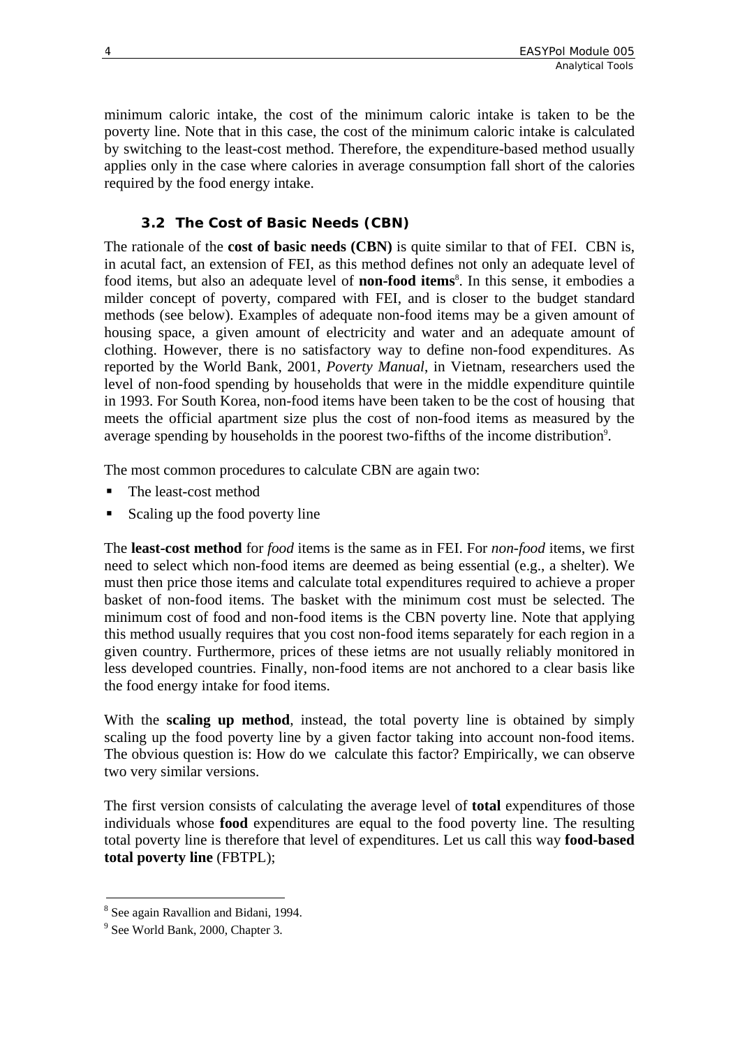minimum caloric intake, the cost of the minimum caloric intake is taken to be the poverty line. Note that in this case, the cost of the minimum caloric intake is calculated by switching to the least-cost method. Therefore, the expenditure-based method usually applies only in the case where calories in average consumption fall short of the calories required by the food energy intake.

### 3.2 The Cost of Basic Needs (CBN)

The rationale of the **cost of basic needs (CBN)** is quite similar to that of FEI. CBN is, in acutal fact, an extension of FEI, as this method defines not only an adequate level of food items, but also an adequate level of **non-food items**[8]. In this sense, it embodies a milder concept of poverty, compared with FEI, and is closer to the budget standard methods (see below). Examples of adequate non-food items may be a given amount of housing space, a given amount of electricity and water and an adequate amount of clothing. However, there is no satisfactory way to define non-food expenditures. As reported by the World Bank, 2001, *Poverty Manual*, in Vietnam, researchers used the level of non-food spending by households that were in the middle expenditure quintile in 1993. For South Korea, non-food items have been taken to be the cost of housing that meets the official apartment size plus the cost of non-food items as measured by the average spending by households in the poorest two-fifths of the income distribution[9].

The most common procedures to calculate CBN are again two:

- The least-cost method
- Scaling up the food poverty line

The **least-cost method** for *food* items is the same as in FEI. For *non-food* items, we first need to select which non-food items are deemed as being essential (e.g., a shelter). We must then price those items and calculate total expenditures required to achieve a proper basket of non-food items. The basket with the minimum cost must be selected. The minimum cost of food and non-food items is the CBN poverty line. Note that applying this method usually requires that you cost non-food items separately for each region in a given country. Furthermore, prices of these ietms are not usually reliably monitored in less developed countries. Finally, non-food items are not anchored to a clear basis like the food energy intake for food items.

With the **scaling up method**, instead, the total poverty line is obtained by simply scaling up the food poverty line by a given factor taking into account non-food items. The obvious question is: How do we calculate this factor? Empirically, we can observe two very similar versions.

The first version consists of calculating the average level of **total** expenditures of those individuals whose **food** expenditures are equal to the food poverty line. The resulting total poverty line is therefore that level of expenditures. Let us call this way **food-based total poverty line** (FBTPL);

---

[8] See again Ravallion and Bidani, 1994.

[9] See World Bank, 2000, Chapter 3.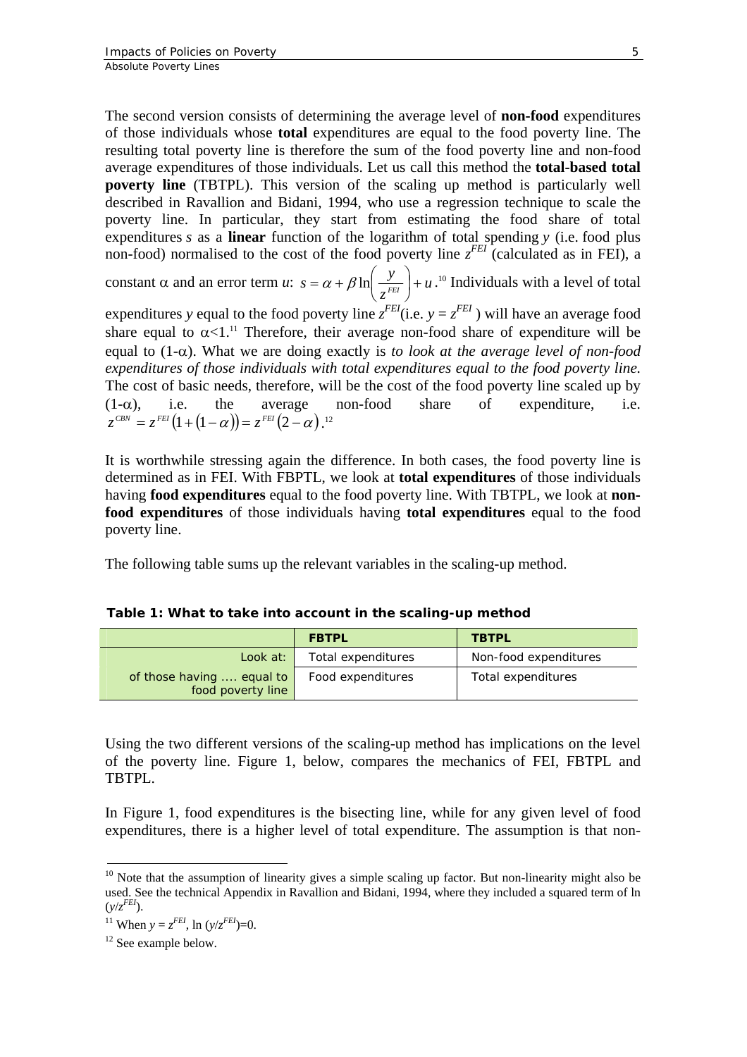The second version consists of determining the average level of **non-food** expenditures of those individuals whose **total** expenditures are equal to the food poverty line. The resulting total poverty line is therefore the sum of the food poverty line and non-food average expenditures of those individuals. Let us call this method the **total-based total poverty line** (TBTPL). This version of the scaling up method is particularly well described in Ravallion and Bidani, 1994, who use a regression technique to scale the poverty line. In particular, they start from estimating the food share of total expenditures $s$ as a **linear** function of the logarithm of total spending $y$ (i.e. food plus non-food) normalised to the cost of the food poverty line $z^{FEI}$ (calculated as in FEI), a constant $\alpha$ and an error term $u$: $s = \alpha + \beta \ln\left(\frac{y}{z^{FEI}}\right) + u$.[10] Individuals with a level of total expenditures $y$ equal to the food poverty line $z^{FEI}$(i.e. $y = z^{FEI}$ ) will have an average food share equal to $\alpha<1$.[11] Therefore, their average non-food share of expenditure will be equal to $(1-\alpha)$. What we are doing exactly is *to look at the average level of non-food expenditures of those individuals with total expenditures equal to the food poverty line.* The cost of basic needs, therefore, will be the cost of the food poverty line scaled up by $(1-\alpha)$, i.e. the average non-food share of expenditure, i.e. $z^{CBN} = z^{FEI}\left(1+\left(1-\alpha\right)\right) = z^{FEI}\left(2-\alpha\right)$.[12]

It is worthwhile stressing again the difference. In both cases, the food poverty line is determined as in FEI. With FBPTL, we look at **total expenditures** of those individuals having **food expenditures** equal to the food poverty line. With TBTPL, we look at **non-food expenditures** of those individuals having **total expenditures** equal to the food poverty line.

The following table sums up the relevant variables in the scaling-up method.

**Table 1: What to take into account in the scaling-up method**

| | FBTPL | TBTPL |
|---|---|---|
| Look at: | Total expenditures | Non-food expenditures |
| of those having .... equal to food poverty line | Food expenditures | Total expenditures |

Using the two different versions of the scaling-up method has implications on the level of the poverty line. Figure 1, below, compares the mechanics of FEI, FBTPL and TBTPL.

In Figure 1, food expenditures is the bisecting line, while for any given level of food expenditures, there is a higher level of total expenditure. The assumption is that non-

[10] Note that the assumption of linearity gives a simple scaling up factor. But non-linearity might also be used. See the technical Appendix in Ravallion and Bidani, 1994, where they included a squared term of ln $(y/z^{FEI})$.

[11] When $y = z^{FEI}$, $\ln(y/z^{FEI})=0$.

[12] See example below.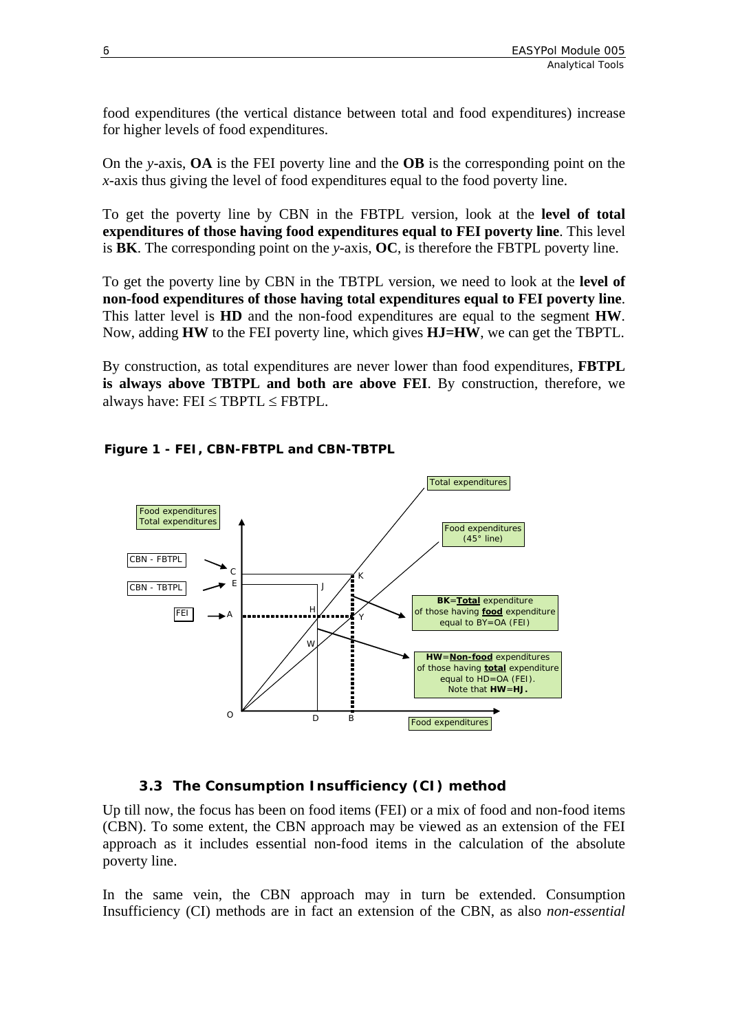food expenditures (the vertical distance between total and food expenditures) increase for higher levels of food expenditures.

On the *y*-axis, **OA** is the FEI poverty line and the **OB** is the corresponding point on the *x*-axis thus giving the level of food expenditures equal to the food poverty line.

To get the poverty line by CBN in the FBTPL version, look at the **level of total expenditures of those having food expenditures equal to FEI poverty line**. This level is **BK**. The corresponding point on the *y*-axis, **OC**, is therefore the FBTPL poverty line.

To get the poverty line by CBN in the TBTPL version, we need to look at the **level of non-food expenditures of those having total expenditures equal to FEI poverty line**. This latter level is **HD** and the non-food expenditures are equal to the segment **HW**. Now, adding **HW** to the FEI poverty line, which gives **HJ=HW**, we can get the TBPTL.

By construction, as total expenditures are never lower than food expenditures, **FBTPL is always above TBTPL and both are above FEI**. By construction, therefore, we always have: FEI ≤ TBPTL ≤ FBTPL.

**Figure 1 - FEI, CBN-FBTPL and CBN-TBTPL**

Food expenditures
Total expenditures

CBN - FBTPL → C
CBN - TBTPL → E
FEI → A

Total expenditures

Food expenditures (45° line)

**BK**=**Total** expenditure of those having **food** expenditure equal to BY=OA (FEI)

**HW**=**Non-food** expenditures of those having **total** expenditure equal to HD=OA (FEI). Note that **HW**=**HJ.**

O D B Food expenditures

### 3.3 The Consumption Insufficiency (CI) method

Up till now, the focus has been on food items (FEI) or a mix of food and non-food items (CBN). To some extent, the CBN approach may be viewed as an extension of the FEI approach as it includes essential non-food items in the calculation of the absolute poverty line.

In the same vein, the CBN approach may in turn be extended. Consumption Insufficiency (CI) methods are in fact an extension of the CBN, as also *non-essential*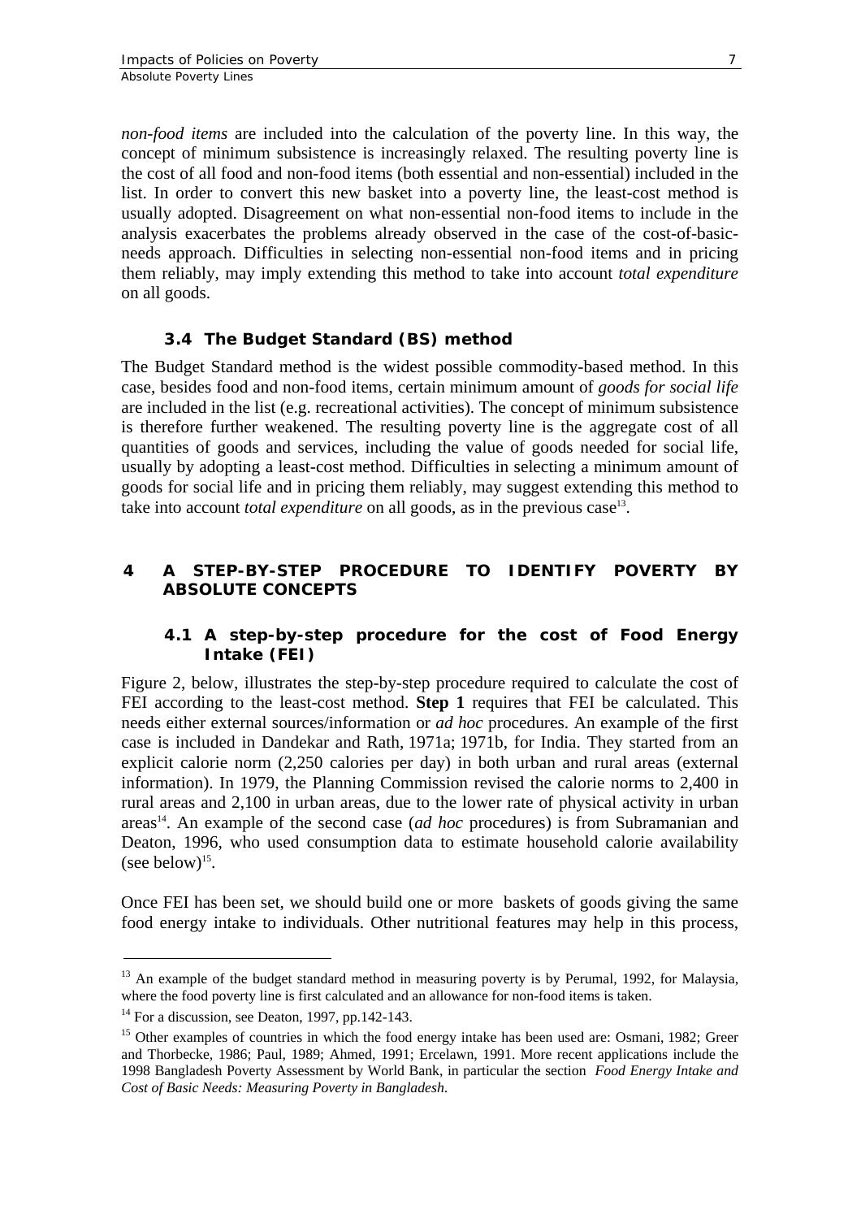*non-food items* are included into the calculation of the poverty line. In this way, the concept of minimum subsistence is increasingly relaxed. The resulting poverty line is the cost of all food and non-food items (both essential and non-essential) included in the list. In order to convert this new basket into a poverty line, the least-cost method is usually adopted. Disagreement on what non-essential non-food items to include in the analysis exacerbates the problems already observed in the case of the cost-of-basic-needs approach. Difficulties in selecting non-essential non-food items and in pricing them reliably, may imply extending this method to take into account *total expenditure* on all goods.

### 3.4 The Budget Standard (BS) method

The Budget Standard method is the widest possible commodity-based method. In this case, besides food and non-food items, certain minimum amount of *goods for social life* are included in the list (e.g. recreational activities). The concept of minimum subsistence is therefore further weakened. The resulting poverty line is the aggregate cost of all quantities of goods and services, including the value of goods needed for social life, usually by adopting a least-cost method. Difficulties in selecting a minimum amount of goods for social life and in pricing them reliably, may suggest extending this method to take into account *total expenditure* on all goods, as in the previous case[13].

## 4 A STEP-BY-STEP PROCEDURE TO IDENTIFY POVERTY BY ABSOLUTE CONCEPTS

### 4.1 A step-by-step procedure for the cost of Food Energy Intake (FEI)

Figure 2, below, illustrates the step-by-step procedure required to calculate the cost of FEI according to the least-cost method. **Step 1** requires that FEI be calculated. This needs either external sources/information or *ad hoc* procedures. An example of the first case is included in Dandekar and Rath, 1971a; 1971b, for India. They started from an explicit calorie norm (2,250 calories per day) in both urban and rural areas (external information). In 1979, the Planning Commission revised the calorie norms to 2,400 in rural areas and 2,100 in urban areas, due to the lower rate of physical activity in urban areas[14]. An example of the second case (*ad hoc* procedures) is from Subramanian and Deaton, 1996, who used consumption data to estimate household calorie availability (see below)[15].

Once FEI has been set, we should build one or more baskets of goods giving the same food energy intake to individuals. Other nutritional features may help in this process,

---

[13] An example of the budget standard method in measuring poverty is by Perumal, 1992, for Malaysia, where the food poverty line is first calculated and an allowance for non-food items is taken.

[14] For a discussion, see Deaton, 1997, pp.142-143.

[15] Other examples of countries in which the food energy intake has been used are: Osmani, 1982; Greer and Thorbecke, 1986; Paul, 1989; Ahmed, 1991; Ercelawn, 1991. More recent applications include the 1998 Bangladesh Poverty Assessment by World Bank, in particular the section *Food Energy Intake and Cost of Basic Needs: Measuring Poverty in Bangladesh*.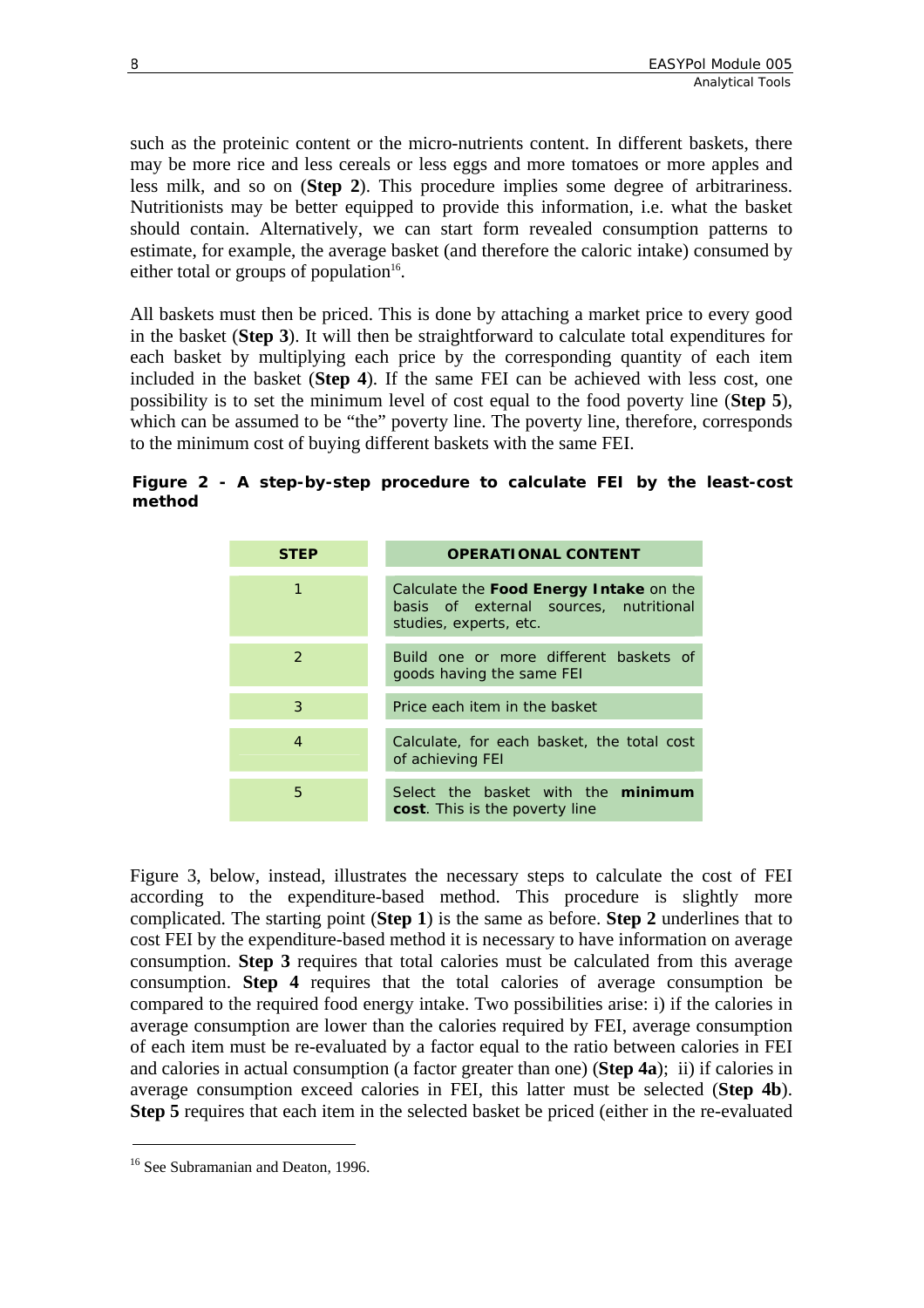such as the proteinic content or the micro-nutrients content. In different baskets, there may be more rice and less cereals or less eggs and more tomatoes or more apples and less milk, and so on (**Step 2**). This procedure implies some degree of arbitrariness. Nutritionists may be better equipped to provide this information, i.e. what the basket should contain. Alternatively, we can start form revealed consumption patterns to estimate, for example, the average basket (and therefore the caloric intake) consumed by either total or groups of population[16].

All baskets must then be priced. This is done by attaching a market price to every good in the basket (**Step 3**). It will then be straightforward to calculate total expenditures for each basket by multiplying each price by the corresponding quantity of each item included in the basket (**Step 4**). If the same FEI can be achieved with less cost, one possibility is to set the minimum level of cost equal to the food poverty line (**Step 5**), which can be assumed to be "the" poverty line. The poverty line, therefore, corresponds to the minimum cost of buying different baskets with the same FEI.

**Figure 2 - A step-by-step procedure to calculate FEI by the least-cost method**

| STEP | OPERATIONAL CONTENT |
|---|---|
| 1 | Calculate the **Food Energy Intake** on the basis of external sources, nutritional studies, experts, etc. |
| 2 | Build one or more different baskets of goods having the same FEI |
| 3 | Price each item in the basket |
| 4 | Calculate, for each basket, the total cost of achieving FEI |
| 5 | Select the basket with the **minimum cost**. This is the poverty line |

Figure 3, below, instead, illustrates the necessary steps to calculate the cost of FEI according to the expenditure-based method. This procedure is slightly more complicated. The starting point (**Step 1**) is the same as before. **Step 2** underlines that to cost FEI by the expenditure-based method it is necessary to have information on average consumption. **Step 3** requires that total calories must be calculated from this average consumption. **Step 4** requires that the total calories of average consumption be compared to the required food energy intake. Two possibilities arise: i) if the calories in average consumption are lower than the calories required by FEI, average consumption of each item must be re-evaluated by a factor equal to the ratio between calories in FEI and calories in actual consumption (a factor greater than one) (**Step 4a**); ii) if calories in average consumption exceed calories in FEI, this latter must be selected (**Step 4b**). **Step 5** requires that each item in the selected basket be priced (either in the re-evaluated

[16] See Subramanian and Deaton, 1996.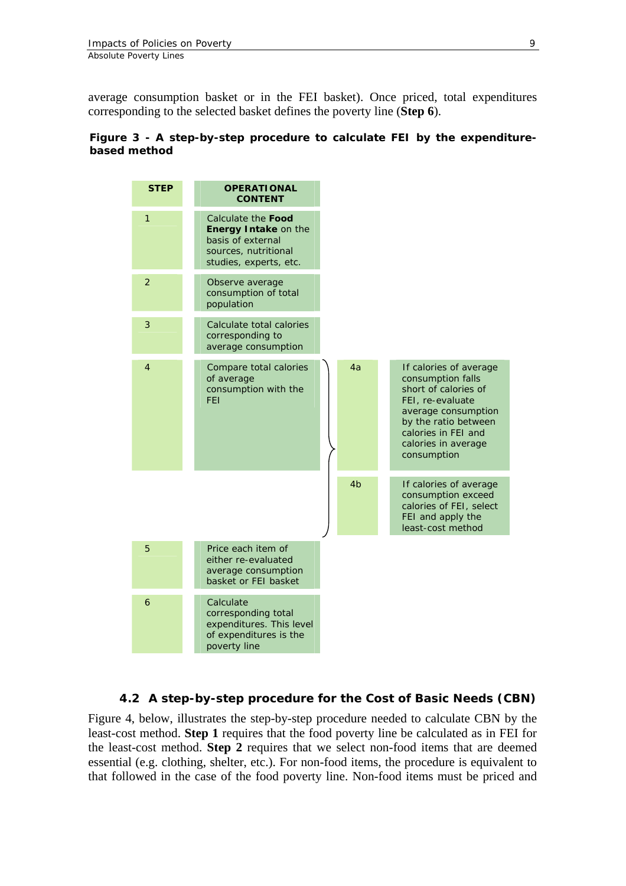average consumption basket or in the FEI basket). Once priced, total expenditures corresponding to the selected basket defines the poverty line (**Step 6**).

**Figure 3 - A step-by-step procedure to calculate FEI by the expenditure-based method**

| STEP | OPERATIONAL CONTENT | | |
|---|---|---|---|
| 1 | Calculate the **Food Energy Intake** on the basis of external sources, nutritional studies, experts, etc. | | |
| 2 | Observe average consumption of total population | | |
| 3 | Calculate total calories corresponding to average consumption | | |
| 4 | Compare total calories of average consumption with the FEI | 4a | If calories of average consumption falls short of calories of FEI, re-evaluate average consumption by the ratio between calories in FEI and calories in average consumption |
| | | 4b | If calories of average consumption exceed calories of FEI, select FEI and apply the least-cost method |
| 5 | Price each item of either re-evaluated average consumption basket or FEI basket | | |
| 6 | Calculate corresponding total expenditures. This level of expenditures is the poverty line | | |

### 4.2 A step-by-step procedure for the Cost of Basic Needs (CBN)

Figure 4, below, illustrates the step-by-step procedure needed to calculate CBN by the least-cost method. **Step 1** requires that the food poverty line be calculated as in FEI for the least-cost method. **Step 2** requires that we select non-food items that are deemed essential (e.g. clothing, shelter, etc.). For non-food items, the procedure is equivalent to that followed in the case of the food poverty line. Non-food items must be priced and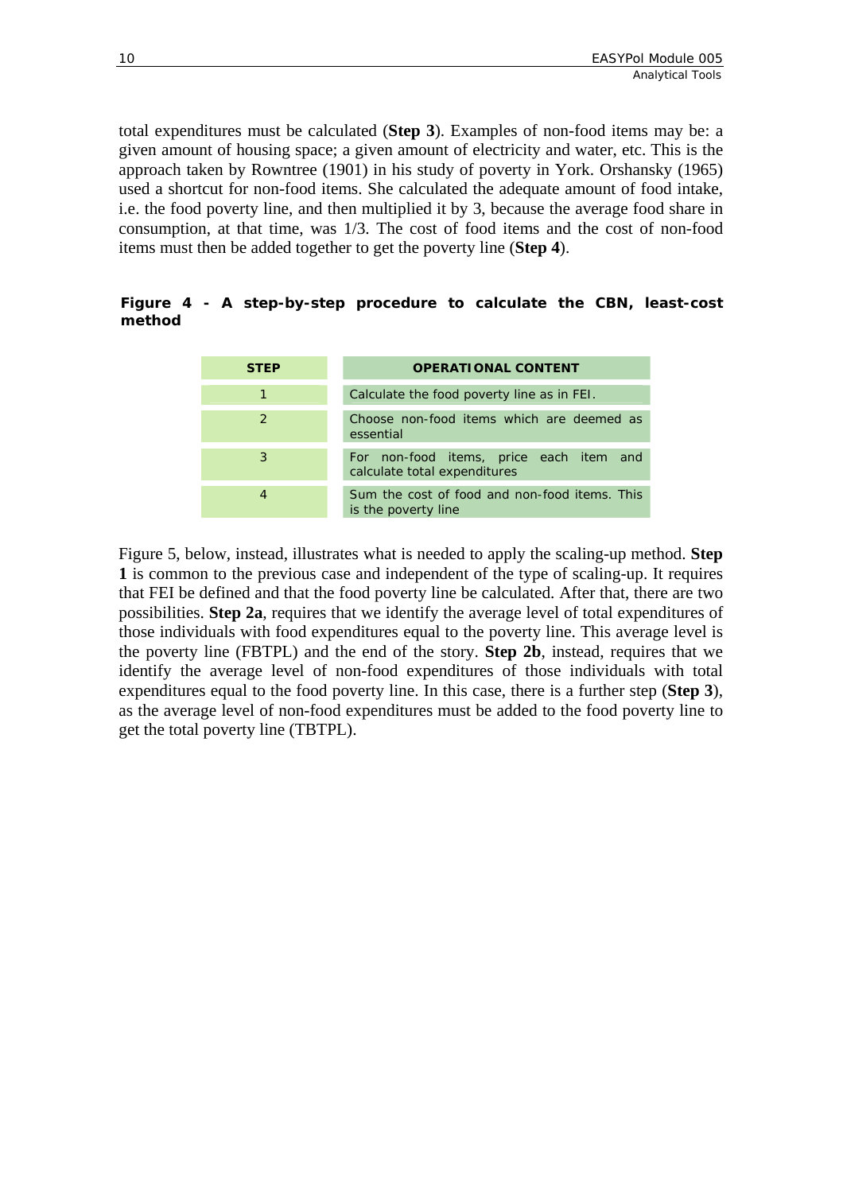total expenditures must be calculated (**Step 3**). Examples of non-food items may be: a given amount of housing space; a given amount of electricity and water, etc. This is the approach taken by Rowntree (1901) in his study of poverty in York. Orshansky (1965) used a shortcut for non-food items. She calculated the adequate amount of food intake, i.e. the food poverty line, and then multiplied it by 3, because the average food share in consumption, at that time, was 1/3. The cost of food items and the cost of non-food items must then be added together to get the poverty line (**Step 4**).

**Figure 4 - A step-by-step procedure to calculate the CBN, least-cost method**

| STEP | OPERATIONAL CONTENT |
|---|---|
| 1 | Calculate the food poverty line as in FEI. |
| 2 | Choose non-food items which are deemed as essential |
| 3 | For non-food items, price each item and calculate total expenditures |
| 4 | Sum the cost of food and non-food items. This is the poverty line |

Figure 5, below, instead, illustrates what is needed to apply the scaling-up method. **Step 1** is common to the previous case and independent of the type of scaling-up. It requires that FEI be defined and that the food poverty line be calculated. After that, there are two possibilities. **Step 2a**, requires that we identify the average level of total expenditures of those individuals with food expenditures equal to the poverty line. This average level is the poverty line (FBTPL) and the end of the story. **Step 2b**, instead, requires that we identify the average level of non-food expenditures of those individuals with total expenditures equal to the food poverty line. In this case, there is a further step (**Step 3**), as the average level of non-food expenditures must be added to the food poverty line to get the total poverty line (TBTPL).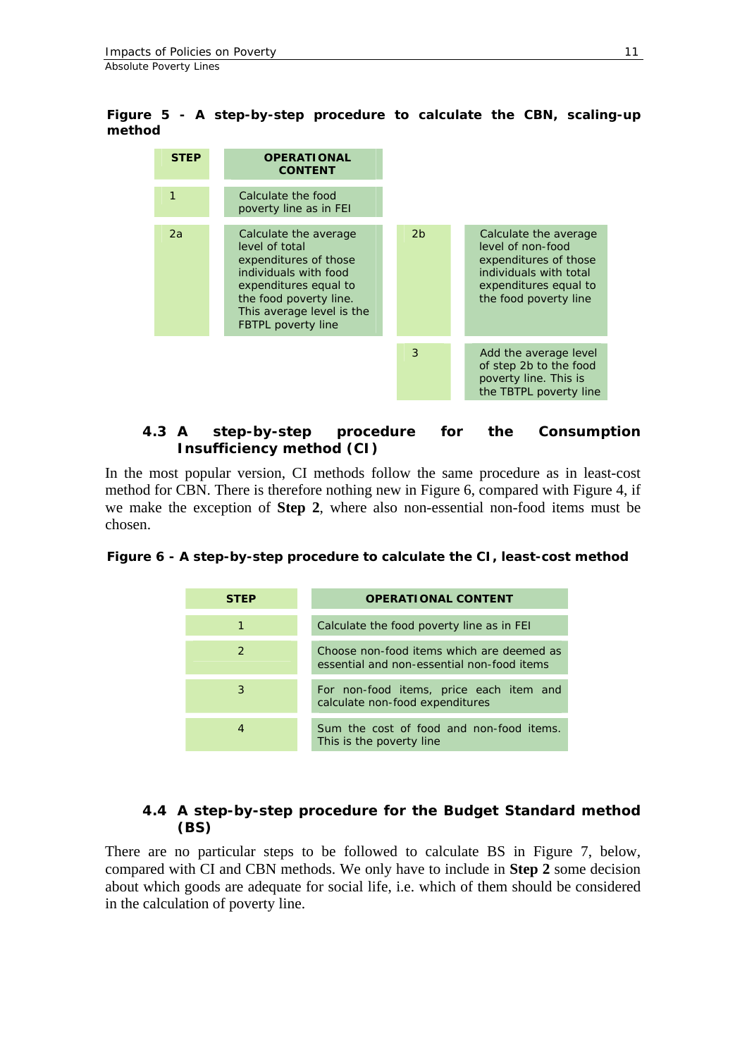**Figure 5 - A step-by-step procedure to calculate the CBN, scaling-up method**

| STEP | OPERATIONAL CONTENT | | |
|---|---|---|---|
| 1 | Calculate the food poverty line as in FEI | | |
| 2a | Calculate the average level of total expenditures of those individuals with food expenditures equal to the food poverty line. This average level is the FBTPL poverty line | 2b | Calculate the average level of non-food expenditures of those individuals with total expenditures equal to the food poverty line |
| | | 3 | Add the average level of step 2b to the food poverty line. This is the TBTPL poverty line |

### 4.3 A step-by-step procedure for the Consumption Insufficiency method (CI)

In the most popular version, CI methods follow the same procedure as in least-cost method for CBN. There is therefore nothing new in Figure 6, compared with Figure 4, if we make the exception of **Step 2**, where also non-essential non-food items must be chosen.

**Figure 6 - A step-by-step procedure to calculate the CI, least-cost method**

| STEP | OPERATIONAL CONTENT |
|---|---|
| 1 | Calculate the food poverty line as in FEI |
| 2 | Choose non-food items which are deemed as essential and non-essential non-food items |
| 3 | For non-food items, price each item and calculate non-food expenditures |
| 4 | Sum the cost of food and non-food items. This is the poverty line |

### 4.4 A step-by-step procedure for the Budget Standard method (BS)

There are no particular steps to be followed to calculate BS in Figure 7, below, compared with CI and CBN methods. We only have to include in **Step 2** some decision about which goods are adequate for social life, i.e. which of them should be considered in the calculation of poverty line.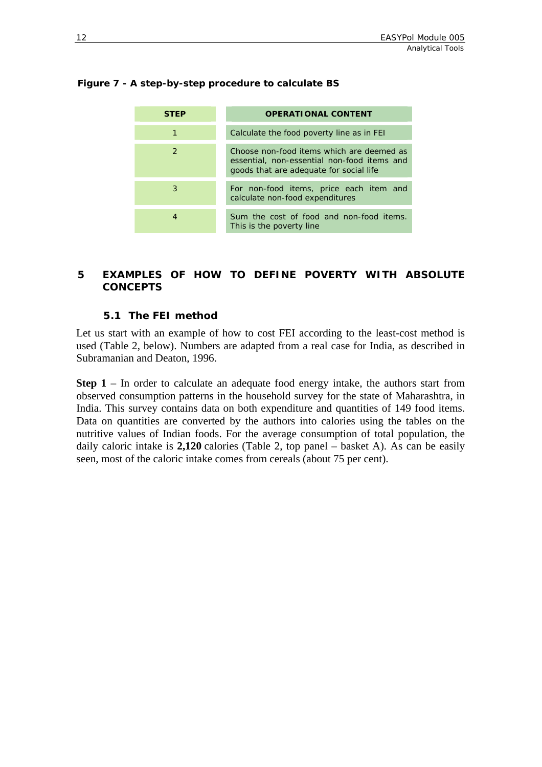**Figure 7 - A step-by-step procedure to calculate BS**

| STEP | OPERATIONAL CONTENT |
|---|---|
| 1 | Calculate the food poverty line as in FEI |
| 2 | Choose non-food items which are deemed as essential, non-essential non-food items and goods that are adequate for social life |
| 3 | For non-food items, price each item and calculate non-food expenditures |
| 4 | Sum the cost of food and non-food items. This is the poverty line |

# 5 EXAMPLES OF HOW TO DEFINE POVERTY WITH ABSOLUTE CONCEPTS

## 5.1 The FEI method

Let us start with an example of how to cost FEI according to the least-cost method is used (Table 2, below). Numbers are adapted from a real case for India, as described in Subramanian and Deaton, 1996.

**Step 1** – In order to calculate an adequate food energy intake, the authors start from observed consumption patterns in the household survey for the state of Maharashtra, in India. This survey contains data on both expenditure and quantities of 149 food items. Data on quantities are converted by the authors into calories using the tables on the nutritive values of Indian foods. For the average consumption of total population, the daily caloric intake is **2,120** calories (Table 2, top panel – basket A). As can be easily seen, most of the caloric intake comes from cereals (about 75 per cent).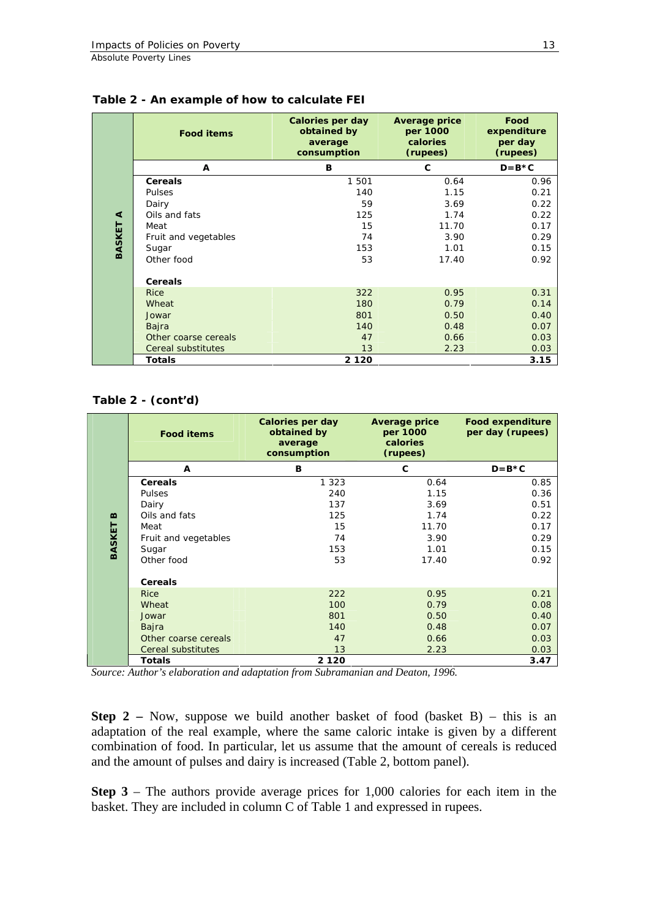**Table 2 - An example of how to calculate FEI**

| | Food items | Calories per day obtained by average consumption | Average price per 1000 calories (rupees) | Food expenditure per day (rupees) |
|---|---|---|---|---|
| | A | B | C | D=B*C |
| BASKET A | **Cereals** | 1 501 | 0.64 | 0.96 |
| | Pulses | 140 | 1.15 | 0.21 |
| | Dairy | 59 | 3.69 | 0.22 |
| | Oils and fats | 125 | 1.74 | 0.22 |
| | Meat | 15 | 11.70 | 0.17 |
| | Fruit and vegetables | 74 | 3.90 | 0.29 |
| | Sugar | 153 | 1.01 | 0.15 |
| | Other food | 53 | 17.40 | 0.92 |
| | **Cereals** | | | |
| | Rice | 322 | 0.95 | 0.31 |
| | Wheat | 180 | 0.79 | 0.14 |
| | Jowar | 801 | 0.50 | 0.40 |
| | Bajra | 140 | 0.48 | 0.07 |
| | Other coarse cereals | 47 | 0.66 | 0.03 |
| | Cereal substitutes | 13 | 2.23 | 0.03 |
| | **Totals** | **2 120** | | **3.15** |

**Table 2 - (cont'd)**

| | Food items | Calories per day obtained by average consumption | Average price per 1000 calories (rupees) | Food expenditure per day (rupees) |
|---|---|---|---|---|
| | A | B | C | D=B*C |
| BASKET B | **Cereals** | 1 323 | 0.64 | 0.85 |
| | Pulses | 240 | 1.15 | 0.36 |
| | Dairy | 137 | 3.69 | 0.51 |
| | Oils and fats | 125 | 1.74 | 0.22 |
| | Meat | 15 | 11.70 | 0.17 |
| | Fruit and vegetables | 74 | 3.90 | 0.29 |
| | Sugar | 153 | 1.01 | 0.15 |
| | Other food | 53 | 17.40 | 0.92 |
| | **Cereals** | | | |
| | Rice | 222 | 0.95 | 0.21 |
| | Wheat | 100 | 0.79 | 0.08 |
| | Jowar | 801 | 0.50 | 0.40 |
| | Bajra | 140 | 0.48 | 0.07 |
| | Other coarse cereals | 47 | 0.66 | 0.03 |
| | Cereal substitutes | 13 | 2.23 | 0.03 |
| | **Totals** | **2 120** | | **3.47** |

*Source: Author's elaboration and adaptation from Subramanian and Deaton, 1996.*

**Step 2 –** Now, suppose we build another basket of food (basket B) – this is an adaptation of the real example, where the same caloric intake is given by a different combination of food. In particular, let us assume that the amount of cereals is reduced and the amount of pulses and dairy is increased (Table 2, bottom panel).

**Step 3** – The authors provide average prices for 1,000 calories for each item in the basket. They are included in column C of Table 1 and expressed in rupees.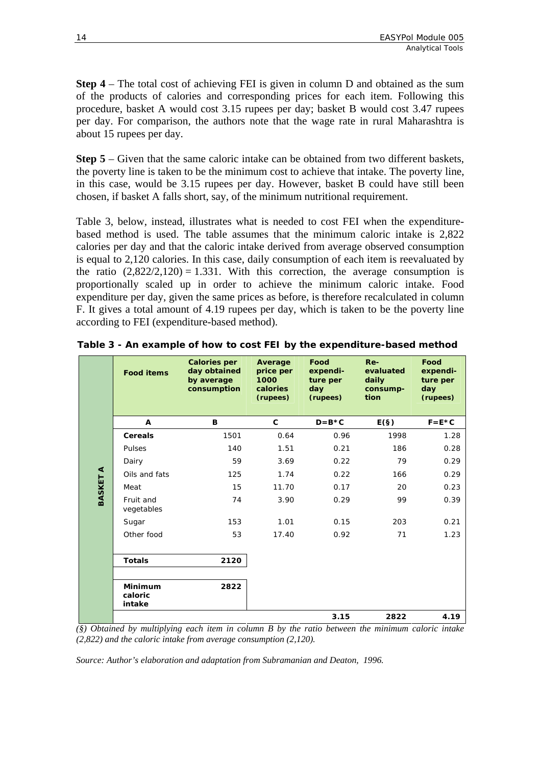**Step 4** – The total cost of achieving FEI is given in column D and obtained as the sum of the products of calories and corresponding prices for each item. Following this procedure, basket A would cost 3.15 rupees per day; basket B would cost 3.47 rupees per day. For comparison, the authors note that the wage rate in rural Maharashtra is about 15 rupees per day.

**Step 5** – Given that the same caloric intake can be obtained from two different baskets, the poverty line is taken to be the minimum cost to achieve that intake. The poverty line, in this case, would be 3.15 rupees per day. However, basket B could have still been chosen, if basket A falls short, say, of the minimum nutritional requirement.

Table 3, below, instead, illustrates what is needed to cost FEI when the expenditure-based method is used. The table assumes that the minimum caloric intake is 2,822 calories per day and that the caloric intake derived from average observed consumption is equal to 2,120 calories. In this case, daily consumption of each item is reevaluated by the ratio $(2,822/2,120) = 1.331$. With this correction, the average consumption is proportionally scaled up in order to achieve the minimum caloric intake. Food expenditure per day, given the same prices as before, is therefore recalculated in column F. It gives a total amount of 4.19 rupees per day, which is taken to be the poverty line according to FEI (expenditure-based method).

**Table 3 - An example of how to cost FEI by the expenditure-based method**

| | Food items | Calories per day obtained by average consumption | Average price per 1000 calories (rupees) | Food expenditure per day (rupees) | Re-evaluated daily consumption | Food expenditure per day (rupees) |
|---|---|---|---|---|---|---|
| | A | B | C | D=B*C | E(§) | F=E*C |
| BASKET A | **Cereals** | 1501 | 0.64 | 0.96 | 1998 | 1.28 |
| | Pulses | 140 | 1.51 | 0.21 | 186 | 0.28 |
| | Dairy | 59 | 3.69 | 0.22 | 79 | 0.29 |
| | Oils and fats | 125 | 1.74 | 0.22 | 166 | 0.29 |
| | Meat | 15 | 11.70 | 0.17 | 20 | 0.23 |
| | Fruit and vegetables | 74 | 3.90 | 0.29 | 99 | 0.39 |
| | Sugar | 153 | 1.01 | 0.15 | 203 | 0.21 |
| | Other food | 53 | 17.40 | 0.92 | 71 | 1.23 |
| | **Totals** | **2120** | | | | |
| | **Minimum caloric intake** | **2822** | | | | |
| | | | | **3.15** | **2822** | **4.19** |

*(§) Obtained by multiplying each item in column B by the ratio between the minimum caloric intake (2,822) and the caloric intake from average consumption (2,120).*

*Source: Author's elaboration and adaptation from Subramanian and Deaton, 1996.*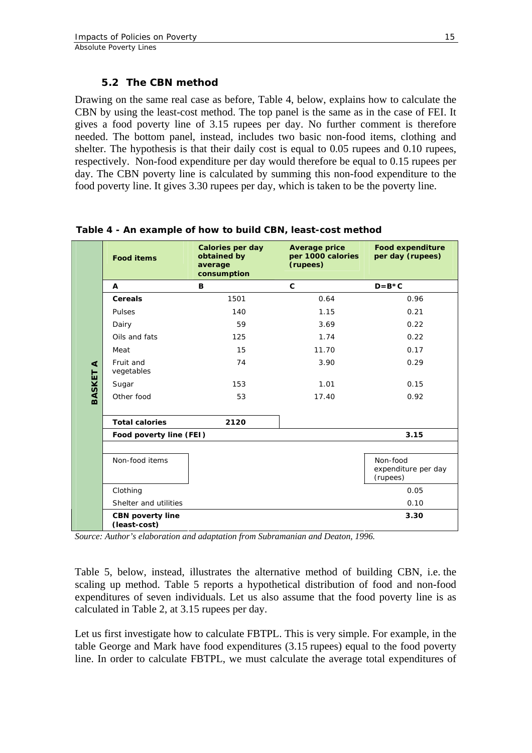### 5.2 The CBN method

Drawing on the same real case as before, Table 4, below, explains how to calculate the CBN by using the least-cost method. The top panel is the same as in the case of FEI. It gives a food poverty line of 3.15 rupees per day. No further comment is therefore needed. The bottom panel, instead, includes two basic non-food items, clothing and shelter. The hypothesis is that their daily cost is equal to 0.05 rupees and 0.10 rupees, respectively. Non-food expenditure per day would therefore be equal to 0.15 rupees per day. The CBN poverty line is calculated by summing this non-food expenditure to the food poverty line. It gives 3.30 rupees per day, which is taken to be the poverty line.

**Table 4 - An example of how to build CBN, least-cost method**

| | Food items | Calories per day obtained by average consumption | Average price per 1000 calories (rupees) | Food expenditure per day (rupees) |
|---|---|---|---|---|
| | A | B | C | D=B*C |
| BASKET A | **Cereals** | 1501 | 0.64 | 0.96 |
| | Pulses | 140 | 1.15 | 0.21 |
| | Dairy | 59 | 3.69 | 0.22 |
| | Oils and fats | 125 | 1.74 | 0.22 |
| | Meat | 15 | 11.70 | 0.17 |
| | Fruit and vegetables | 74 | 3.90 | 0.29 |
| | Sugar | 153 | 1.01 | 0.15 |
| | Other food | 53 | 17.40 | 0.92 |
| | **Total calories** | **2120** | | |
| | **Food poverty line (FEI)** | | | **3.15** |
| | | | | |
| | Non-food items | | | Non-food expenditure per day (rupees) |
| | Clothing | | | 0.05 |
| | Shelter and utilities | | | 0.10 |
| | **CBN poverty line (least-cost)** | | | **3.30** |

*Source: Author's elaboration and adaptation from Subramanian and Deaton, 1996.*

Table 5, below, instead, illustrates the alternative method of building CBN, i.e. the scaling up method. Table 5 reports a hypothetical distribution of food and non-food expenditures of seven individuals. Let us also assume that the food poverty line is as calculated in Table 2, at 3.15 rupees per day.

Let us first investigate how to calculate FBTPL. This is very simple. For example, in the table George and Mark have food expenditures (3.15 rupees) equal to the food poverty line. In order to calculate FBTPL, we must calculate the average total expenditures of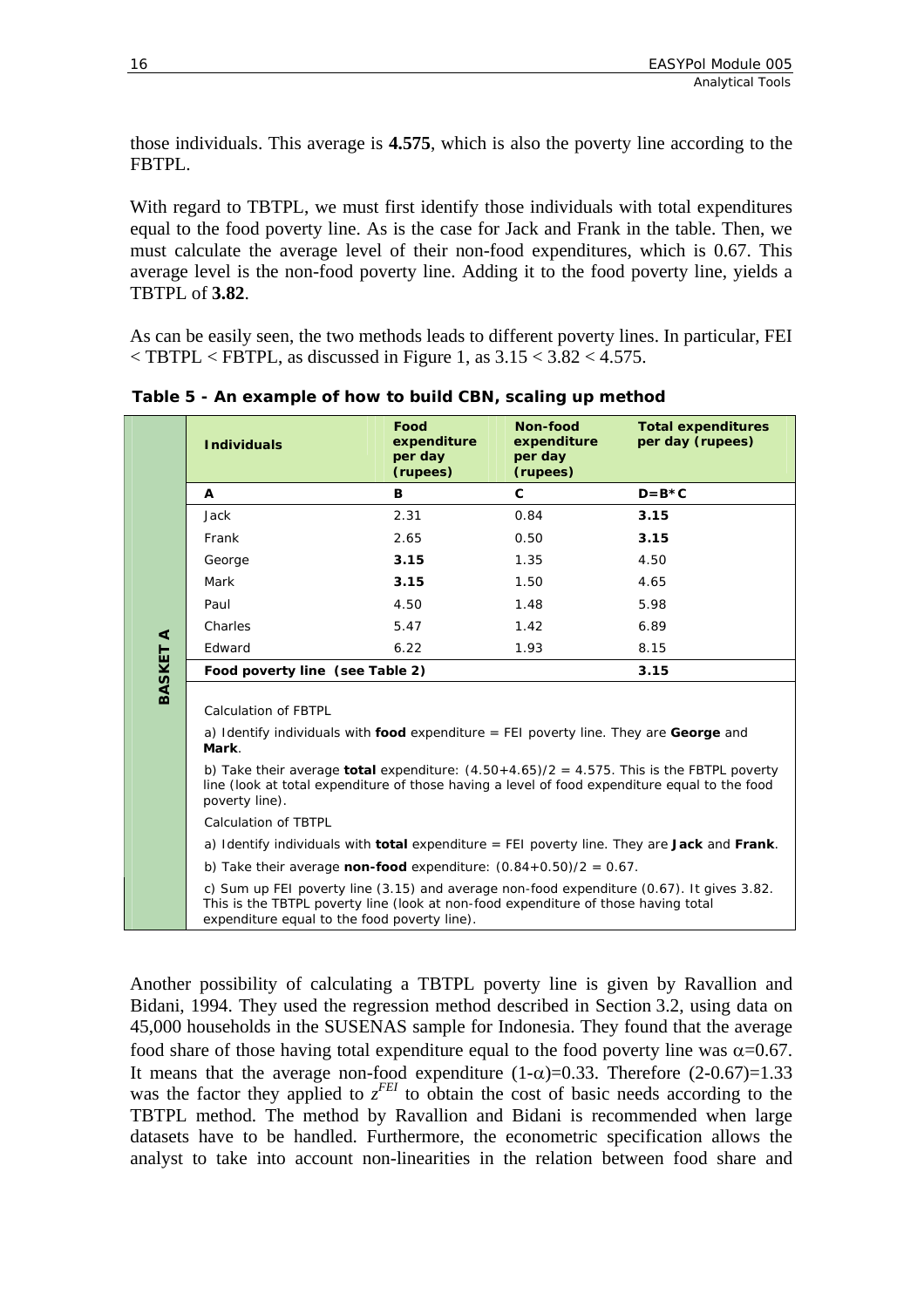those individuals. This average is **4.575**, which is also the poverty line according to the FBTPL.

With regard to TBTPL, we must first identify those individuals with total expenditures equal to the food poverty line. As is the case for Jack and Frank in the table. Then, we must calculate the average level of their non-food expenditures, which is 0.67. This average level is the non-food poverty line. Adding it to the food poverty line, yields a TBTPL of **3.82**.

As can be easily seen, the two methods leads to different poverty lines. In particular, FEI < TBTPL < FBTPL, as discussed in Figure 1, as 3.15 < 3.82 < 4.575.

**Table 5 - An example of how to build CBN, scaling up method**

| | **Individuals** | **Food expenditure per day (rupees)** | **Non-food expenditure per day (rupees)** | **Total expenditures per day (rupees)** |
|---|---|---|---|---|
| **BASKET A** | **A** | **B** | **C** | **D=B*C** |
| | Jack | 2.31 | 0.84 | **3.15** |
| | Frank | 2.65 | 0.50 | **3.15** |
| | George | **3.15** | 1.35 | 4.50 |
| | Mark | **3.15** | 1.50 | 4.65 |
| | Paul | 4.50 | 1.48 | 5.98 |
| | Charles | 5.47 | 1.42 | 6.89 |
| | Edward | 6.22 | 1.93 | 8.15 |
| | **Food poverty line (see Table 2)** | | | **3.15** |

Calculation of FBTPL

a) Identify individuals with **food** expenditure = FEI poverty line. They are **George** and **Mark**.

b) Take their average **total** expenditure: (4.50+4.65)/2 = 4.575. This is the FBTPL poverty line (look at total expenditure of those having a level of food expenditure equal to the food poverty line).

Calculation of TBTPL

a) Identify individuals with **total** expenditure = FEI poverty line. They are **Jack** and **Frank**.

b) Take their average **non-food** expenditure: (0.84+0.50)/2 = 0.67.

c) Sum up FEI poverty line (3.15) and average non-food expenditure (0.67). It gives 3.82. This is the TBTPL poverty line (look at non-food expenditure of those having total expenditure equal to the food poverty line).

Another possibility of calculating a TBTPL poverty line is given by Ravallion and Bidani, 1994. They used the regression method described in Section 3.2, using data on 45,000 households in the SUSENAS sample for Indonesia. They found that the average food share of those having total expenditure equal to the food poverty line was $\alpha$=0.67. It means that the average non-food expenditure $(1-\alpha)$=0.33. Therefore (2-0.67)=1.33 was the factor they applied to $z^{FEI}$ to obtain the cost of basic needs according to the TBTPL method. The method by Ravallion and Bidani is recommended when large datasets have to be handled. Furthermore, the econometric specification allows the analyst to take into account non-linearities in the relation between food share and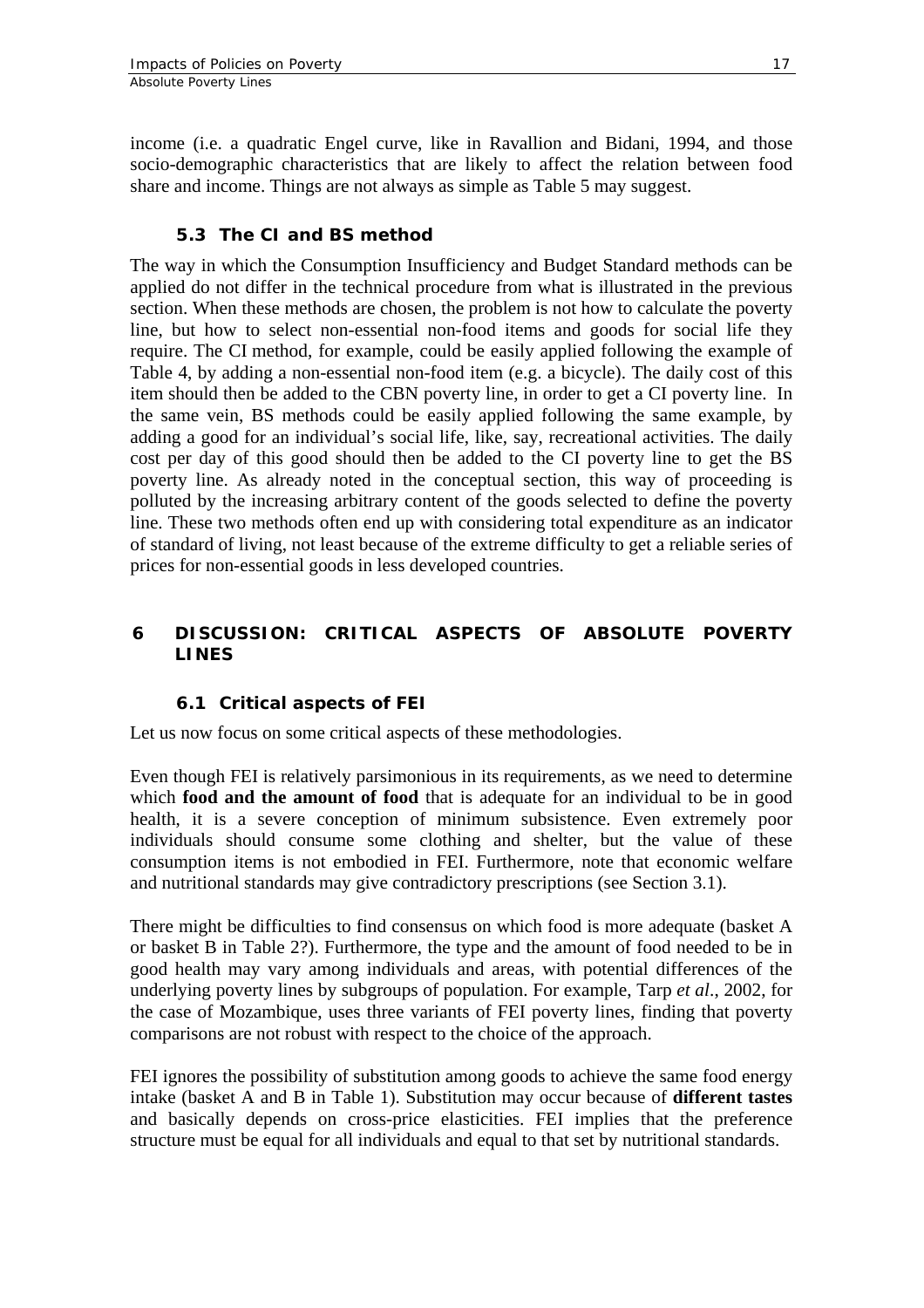income (i.e. a quadratic Engel curve, like in Ravallion and Bidani, 1994, and those socio-demographic characteristics that are likely to affect the relation between food share and income. Things are not always as simple as Table 5 may suggest.

### 5.3 The CI and BS method

The way in which the Consumption Insufficiency and Budget Standard methods can be applied do not differ in the technical procedure from what is illustrated in the previous section. When these methods are chosen, the problem is not how to calculate the poverty line, but how to select non-essential non-food items and goods for social life they require. The CI method, for example, could be easily applied following the example of Table 4, by adding a non-essential non-food item (e.g. a bicycle). The daily cost of this item should then be added to the CBN poverty line, in order to get a CI poverty line. In the same vein, BS methods could be easily applied following the same example, by adding a good for an individual's social life, like, say, recreational activities. The daily cost per day of this good should then be added to the CI poverty line to get the BS poverty line. As already noted in the conceptual section, this way of proceeding is polluted by the increasing arbitrary content of the goods selected to define the poverty line. These two methods often end up with considering total expenditure as an indicator of standard of living, not least because of the extreme difficulty to get a reliable series of prices for non-essential goods in less developed countries.

## 6 DISCUSSION: CRITICAL ASPECTS OF ABSOLUTE POVERTY LINES

### 6.1 Critical aspects of FEI

Let us now focus on some critical aspects of these methodologies.

Even though FEI is relatively parsimonious in its requirements, as we need to determine which **food and the amount of food** that is adequate for an individual to be in good health, it is a severe conception of minimum subsistence. Even extremely poor individuals should consume some clothing and shelter, but the value of these consumption items is not embodied in FEI. Furthermore, note that economic welfare and nutritional standards may give contradictory prescriptions (see Section 3.1).

There might be difficulties to find consensus on which food is more adequate (basket A or basket B in Table 2?). Furthermore, the type and the amount of food needed to be in good health may vary among individuals and areas, with potential differences of the underlying poverty lines by subgroups of population. For example, Tarp *et al*., 2002, for the case of Mozambique, uses three variants of FEI poverty lines, finding that poverty comparisons are not robust with respect to the choice of the approach.

FEI ignores the possibility of substitution among goods to achieve the same food energy intake (basket A and B in Table 1). Substitution may occur because of **different tastes** and basically depends on cross-price elasticities. FEI implies that the preference structure must be equal for all individuals and equal to that set by nutritional standards.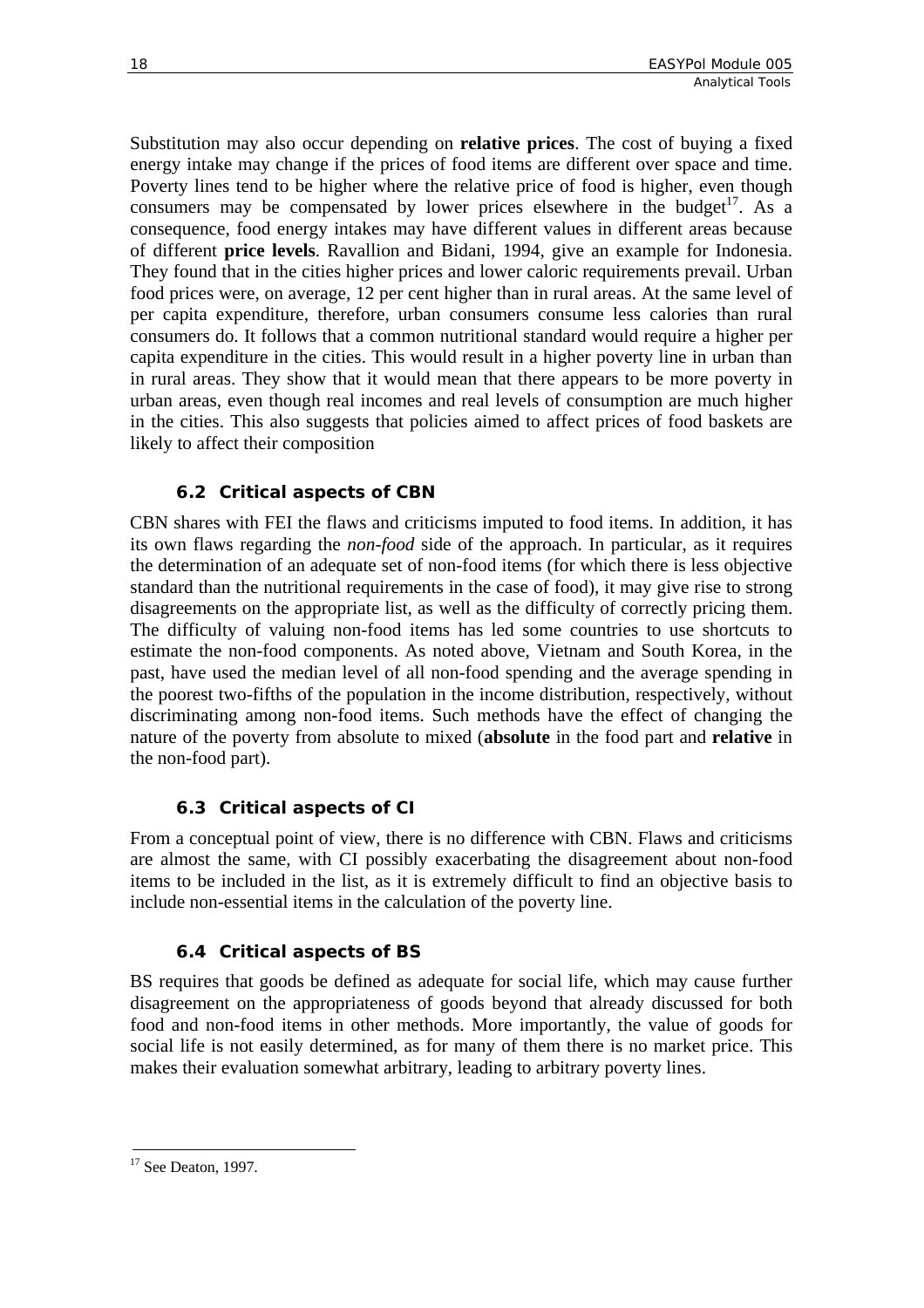Substitution may also occur depending on **relative prices**. The cost of buying a fixed energy intake may change if the prices of food items are different over space and time. Poverty lines tend to be higher where the relative price of food is higher, even though consumers may be compensated by lower prices elsewhere in the budget[17]. As a consequence, food energy intakes may have different values in different areas because of different **price levels**. Ravallion and Bidani, 1994, give an example for Indonesia. They found that in the cities higher prices and lower caloric requirements prevail. Urban food prices were, on average, 12 per cent higher than in rural areas. At the same level of per capita expenditure, therefore, urban consumers consume less calories than rural consumers do. It follows that a common nutritional standard would require a higher per capita expenditure in the cities. This would result in a higher poverty line in urban than in rural areas. They show that it would mean that there appears to be more poverty in urban areas, even though real incomes and real levels of consumption are much higher in the cities. This also suggests that policies aimed to affect prices of food baskets are likely to affect their composition

### 6.2 Critical aspects of CBN

CBN shares with FEI the flaws and criticisms imputed to food items. In addition, it has its own flaws regarding the *non-food* side of the approach. In particular, as it requires the determination of an adequate set of non-food items (for which there is less objective standard than the nutritional requirements in the case of food), it may give rise to strong disagreements on the appropriate list, as well as the difficulty of correctly pricing them. The difficulty of valuing non-food items has led some countries to use shortcuts to estimate the non-food components. As noted above, Vietnam and South Korea, in the past, have used the median level of all non-food spending and the average spending in the poorest two-fifths of the population in the income distribution, respectively, without discriminating among non-food items. Such methods have the effect of changing the nature of the poverty from absolute to mixed (**absolute** in the food part and **relative** in the non-food part).

### 6.3 Critical aspects of CI

From a conceptual point of view, there is no difference with CBN. Flaws and criticisms are almost the same, with CI possibly exacerbating the disagreement about non-food items to be included in the list, as it is extremely difficult to find an objective basis to include non-essential items in the calculation of the poverty line.

### 6.4 Critical aspects of BS

BS requires that goods be defined as adequate for social life, which may cause further disagreement on the appropriateness of goods beyond that already discussed for both food and non-food items in other methods. More importantly, the value of goods for social life is not easily determined, as for many of them there is no market price. This makes their evaluation somewhat arbitrary, leading to arbitrary poverty lines.

[17] See Deaton, 1997.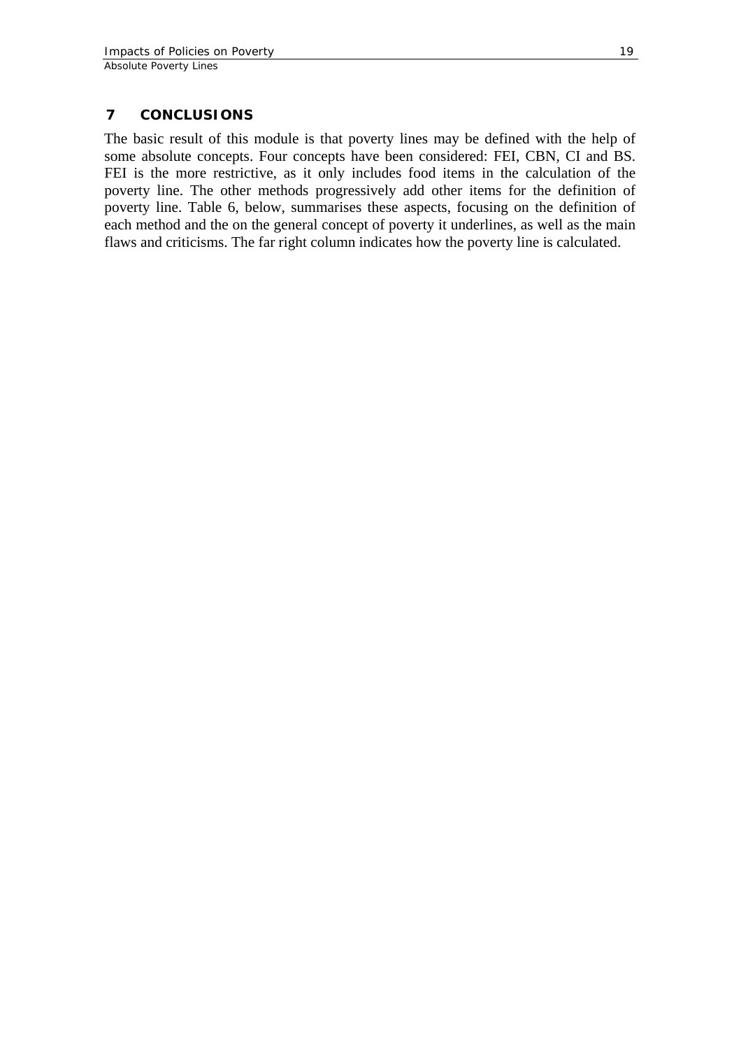## 7 CONCLUSIONS

The basic result of this module is that poverty lines may be defined with the help of some absolute concepts. Four concepts have been considered: FEI, CBN, CI and BS. FEI is the more restrictive, as it only includes food items in the calculation of the poverty line. The other methods progressively add other items for the definition of poverty line. Table 6, below, summarises these aspects, focusing on the definition of each method and the on the general concept of poverty it underlines, as well as the main flaws and criticisms. The far right column indicates how the poverty line is calculated.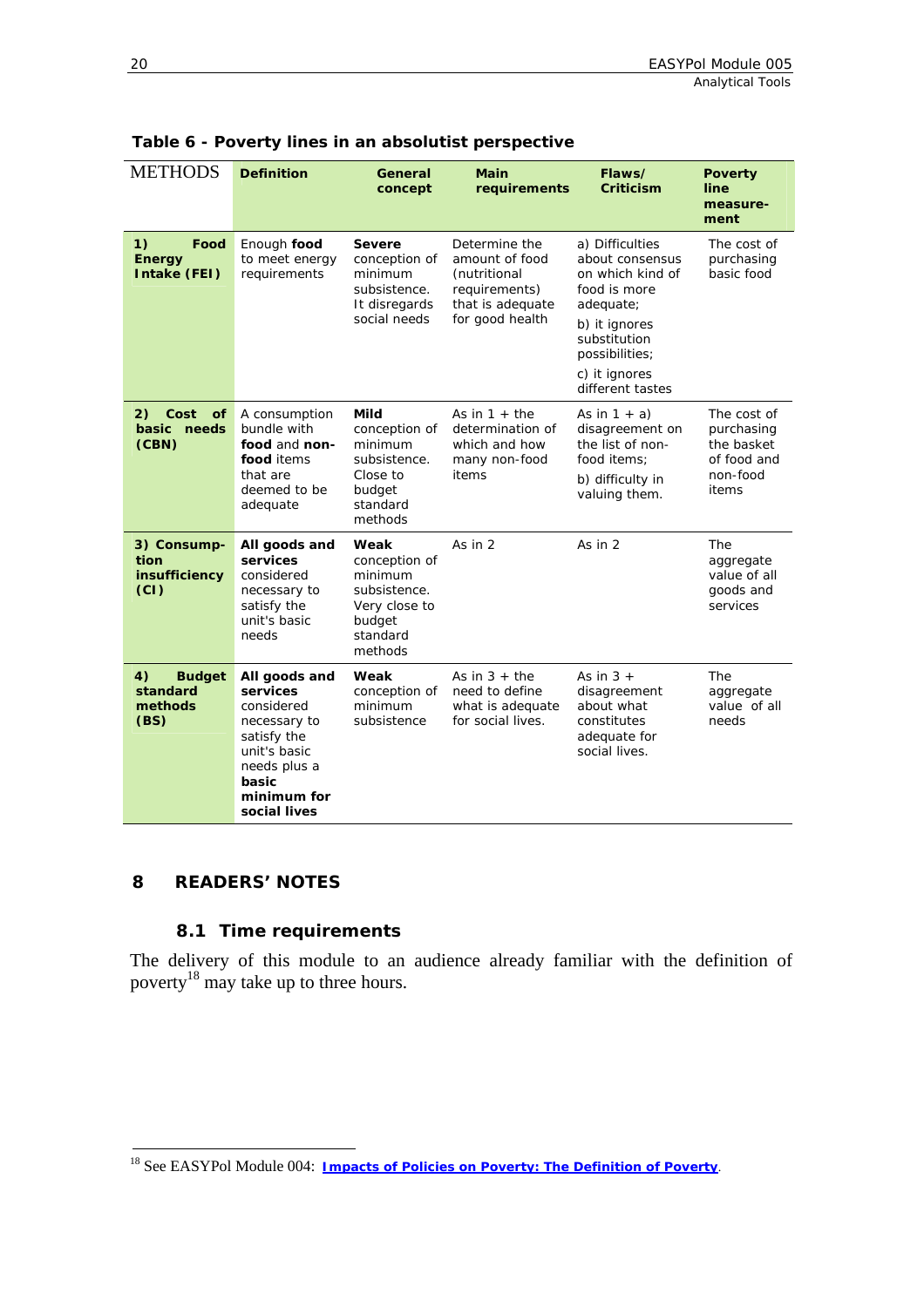**Table 6 - Poverty lines in an absolutist perspective**

| METHODS | Definition | General concept | Main requirements | Flaws/ Criticism | Poverty line measure-ment |
|---|---|---|---|---|---|
| **1) Food Energy Intake (FEI)** | Enough **food** to meet energy requirements | **Severe** conception of minimum subsistence. It disregards social needs | Determine the amount of food (nutritional requirements) that is adequate for good health | a) Difficulties about consensus on which kind of food is more adequate; b) it ignores substitution possibilities; c) it ignores different tastes | The cost of purchasing basic food |
| **2) Cost of basic needs (CBN)** | A consumption bundle with **food** and **non-food** items that are deemed to be adequate | **Mild** conception of minimum subsistence. Close to budget standard methods | As in 1 + the determination of which and how many non-food items | As in 1 + a) disagreement on the list of non-food items; b) difficulty in valuing them. | The cost of purchasing the basket of food and non-food items |
| **3) Consump-tion insufficiency (CI)** | **All goods and services** considered necessary to satisfy the unit's basic needs | **Weak** conception of minimum subsistence. Very close to budget standard methods | As in 2 | As in 2 | The aggregate value of all goods and services |
| **4) Budget standard methods (BS)** | **All goods and services** considered necessary to satisfy the unit's basic needs plus a **basic minimum for social lives** | **Weak** conception of minimum subsistence | As in 3 + the need to define what is adequate for social lives. | As in 3 + disagreement about what constitutes adequate for social lives. | The aggregate value of all needs |

# 8 READERS' NOTES

## 8.1 Time requirements

The delivery of this module to an audience already familiar with the definition of poverty[18] may take up to three hours.

[18] See EASYPol Module 004: **Impacts of Policies on Poverty: The Definition of Poverty**.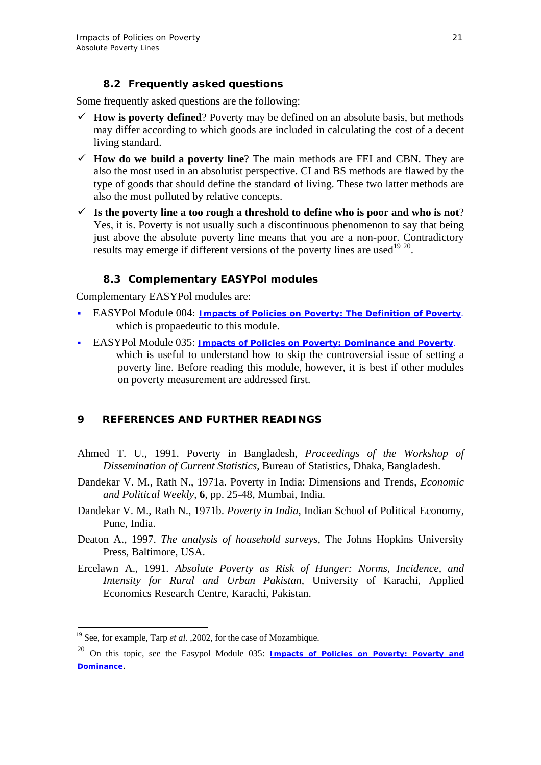### 8.2 Frequently asked questions

Some frequently asked questions are the following:

- ✓ **How is poverty defined**? Poverty may be defined on an absolute basis, but methods may differ according to which goods are included in calculating the cost of a decent living standard.
- ✓ **How do we build a poverty line**? The main methods are FEI and CBN. They are also the most used in an absolutist perspective. CI and BS methods are flawed by the type of goods that should define the standard of living. These two latter methods are also the most polluted by relative concepts.
- ✓ **Is the poverty line a too rough a threshold to define who is poor and who is not**? Yes, it is. Poverty is not usually such a discontinuous phenomenon to say that being just above the absolute poverty line means that you are a non-poor. Contradictory results may emerge if different versions of the poverty lines are used[19] [20].

### 8.3 Complementary EASYPol modules

Complementary EASYPol modules are:

- EASYPol Module 004: **Impacts of Policies on Poverty: The Definition of Poverty**, which is propaedeutic to this module.
- EASYPol Module 035: **Impacts of Policies on Poverty: Dominance and Poverty**, which is useful to understand how to skip the controversial issue of setting a poverty line. Before reading this module, however, it is best if other modules on poverty measurement are addressed first.

## 9 REFERENCES AND FURTHER READINGS

Ahmed T. U., 1991. Poverty in Bangladesh, *Proceedings of the Workshop of Dissemination of Current Statistics*, Bureau of Statistics, Dhaka, Bangladesh.

Dandekar V. M., Rath N., 1971a. Poverty in India: Dimensions and Trends, *Economic and Political Weekly*, **6**, pp. 25-48, Mumbai, India.

Dandekar V. M., Rath N., 1971b. *Poverty in India*, Indian School of Political Economy, Pune, India.

Deaton A., 1997. *The analysis of household surveys*, The Johns Hopkins University Press, Baltimore, USA.

Ercelawn A., 1991. *Absolute Poverty as Risk of Hunger: Norms, Incidence, and Intensity for Rural and Urban Pakistan*, University of Karachi, Applied Economics Research Centre, Karachi, Pakistan.

---

[19] See, for example, Tarp *et al*. ,2002, for the case of Mozambique.

[20] On this topic, see the Easypol Module 035: **Impacts of Policies on Poverty: Poverty and Dominance**.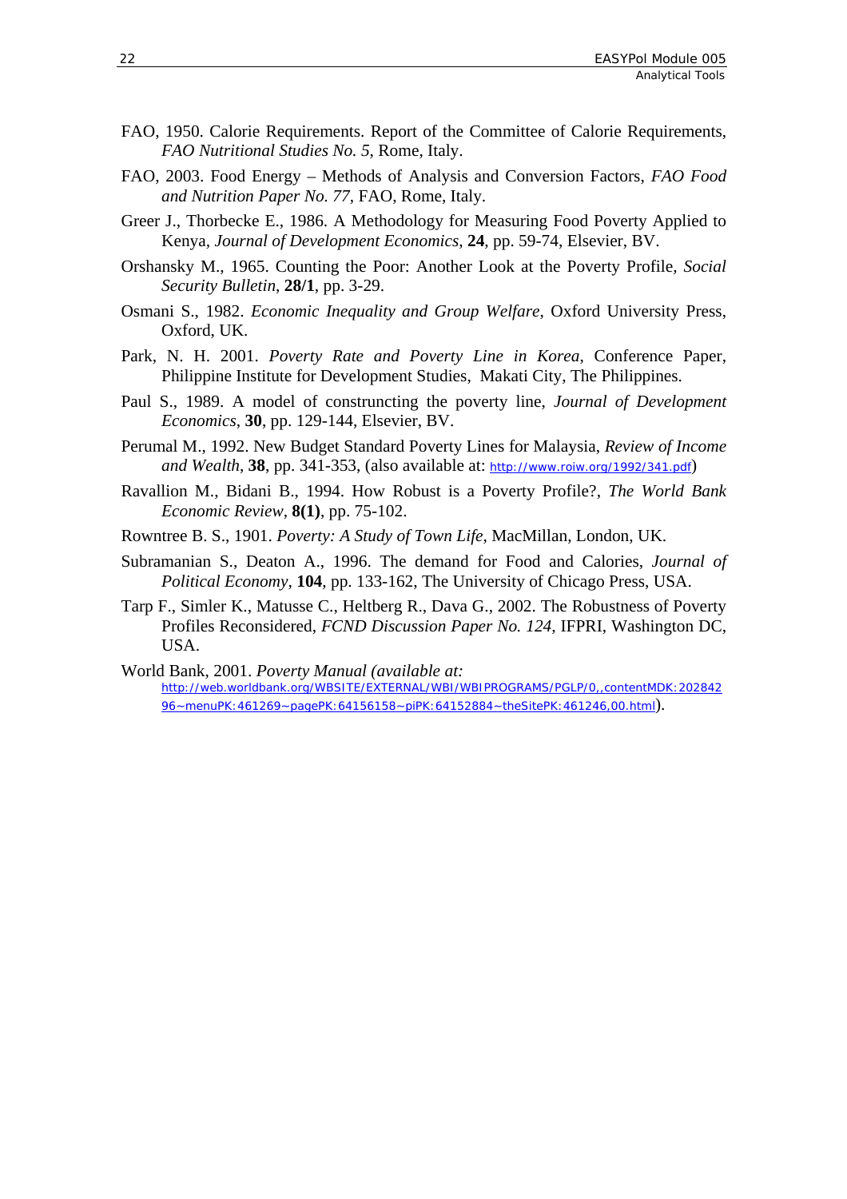FAO, 1950. Calorie Requirements. Report of the Committee of Calorie Requirements, *FAO Nutritional Studies No. 5*, Rome, Italy.

FAO, 2003. Food Energy – Methods of Analysis and Conversion Factors, *FAO Food and Nutrition Paper No. 77*, FAO, Rome, Italy.

Greer J., Thorbecke E., 1986. A Methodology for Measuring Food Poverty Applied to Kenya, *Journal of Development Economics*, **24**, pp. 59-74, Elsevier, BV.

Orshansky M., 1965. Counting the Poor: Another Look at the Poverty Profile, *Social Security Bulletin*, **28/1**, pp. 3-29.

Osmani S., 1982. *Economic Inequality and Group Welfare*, Oxford University Press, Oxford, UK.

Park, N. H. 2001. *Poverty Rate and Poverty Line in Korea*, Conference Paper, Philippine Institute for Development Studies, Makati City, The Philippines.

Paul S., 1989. A model of construncting the poverty line, *Journal of Development Economics*, **30**, pp. 129-144, Elsevier, BV.

Perumal M., 1992. New Budget Standard Poverty Lines for Malaysia, *Review of Income and Wealth*, **38**, pp. 341-353, (also available at: http://www.roiw.org/1992/341.pdf)

Ravallion M., Bidani B., 1994. How Robust is a Poverty Profile?, *The World Bank Economic Review*, **8(1)**, pp. 75-102.

Rowntree B. S., 1901. *Poverty: A Study of Town Life*, MacMillan, London, UK.

Subramanian S., Deaton A., 1996. The demand for Food and Calories, *Journal of Political Economy*, **104**, pp. 133-162, The University of Chicago Press, USA.

Tarp F., Simler K., Matusse C., Heltberg R., Dava G., 2002. The Robustness of Poverty Profiles Reconsidered, *FCND Discussion Paper No. 124*, IFPRI, Washington DC, USA.

World Bank, 2001. *Poverty Manual (available at:* http://web.worldbank.org/WBSITE/EXTERNAL/WBI/WBIPROGRAMS/PGLP/0,,contentMDK:20284296~menuPK:461269~pagePK:64156158~piPK:64152884~theSitePK:461246,00.html).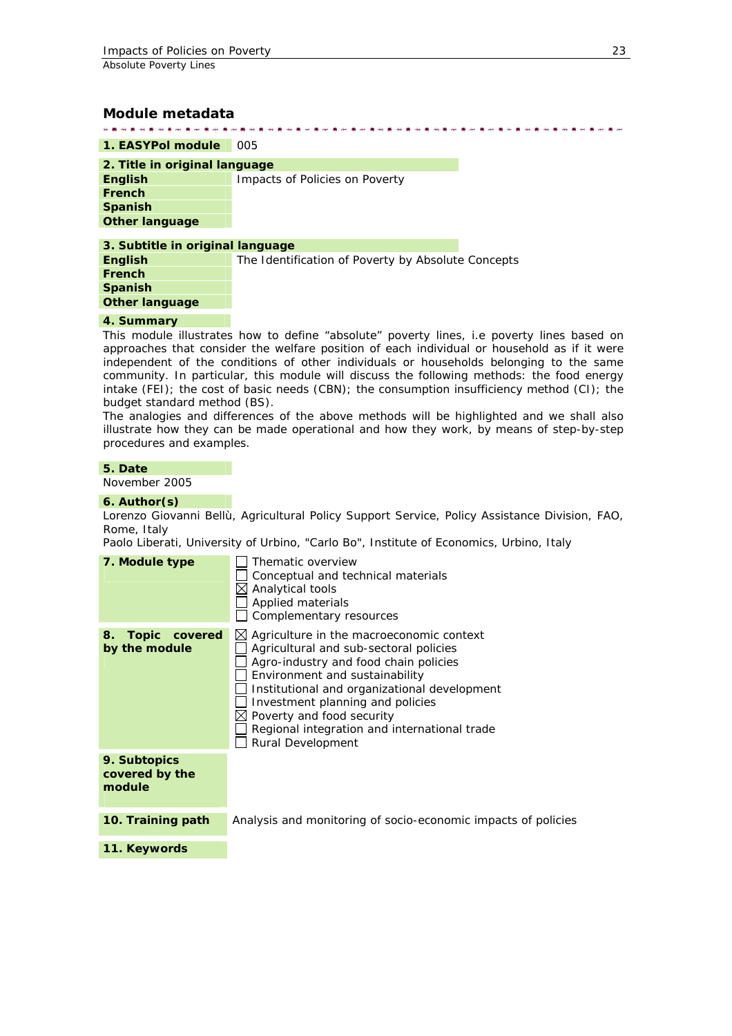## Module metadata

| | |
|---|---|
| **1. EASYPol module** | 005 |

| **2. Title in original language** | |
|---|---|
| **English** | Impacts of Policies on Poverty |
| **French** | |
| **Spanish** | |
| **Other language** | |

| **3. Subtitle in original language** | |
|---|---|
| **English** | The Identification of Poverty by Absolute Concepts |
| **French** | |
| **Spanish** | |
| **Other language** | |

**4. Summary**

This module illustrates how to define "absolute" poverty lines, i.e poverty lines based on approaches that consider the welfare position of each individual or household as if it were independent of the conditions of other individuals or households belonging to the same community. In particular, this module will discuss the following methods: the food energy intake (FEI); the cost of basic needs (CBN); the consumption insufficiency method (CI); the budget standard method (BS).

The analogies and differences of the above methods will be highlighted and we shall also illustrate how they can be made operational and how they work, by means of step-by-step procedures and examples.

**5. Date**

November 2005

**6. Author(s)**

Lorenzo Giovanni Bellù, Agricultural Policy Support Service, Policy Assistance Division, FAO, Rome, Italy

Paolo Liberati, University of Urbino, "Carlo Bo", Institute of Economics, Urbino, Italy

| | |
|---|---|
| **7. Module type** | ☐ Thematic overview<br>☐ Conceptual and technical materials<br>☒ Analytical tools<br>☐ Applied materials<br>☐ Complementary resources |
| **8. Topic covered by the module** | ☒ Agriculture in the macroeconomic context<br>☐ Agricultural and sub-sectoral policies<br>☐ Agro-industry and food chain policies<br>☐ Environment and sustainability<br>☐ Institutional and organizational development<br>☐ Investment planning and policies<br>☒ Poverty and food security<br>☐ Regional integration and international trade<br>☐ Rural Development |
| **9. Subtopics covered by the module** | |
| **10. Training path** | Analysis and monitoring of socio-economic impacts of policies |
| **11. Keywords** | |